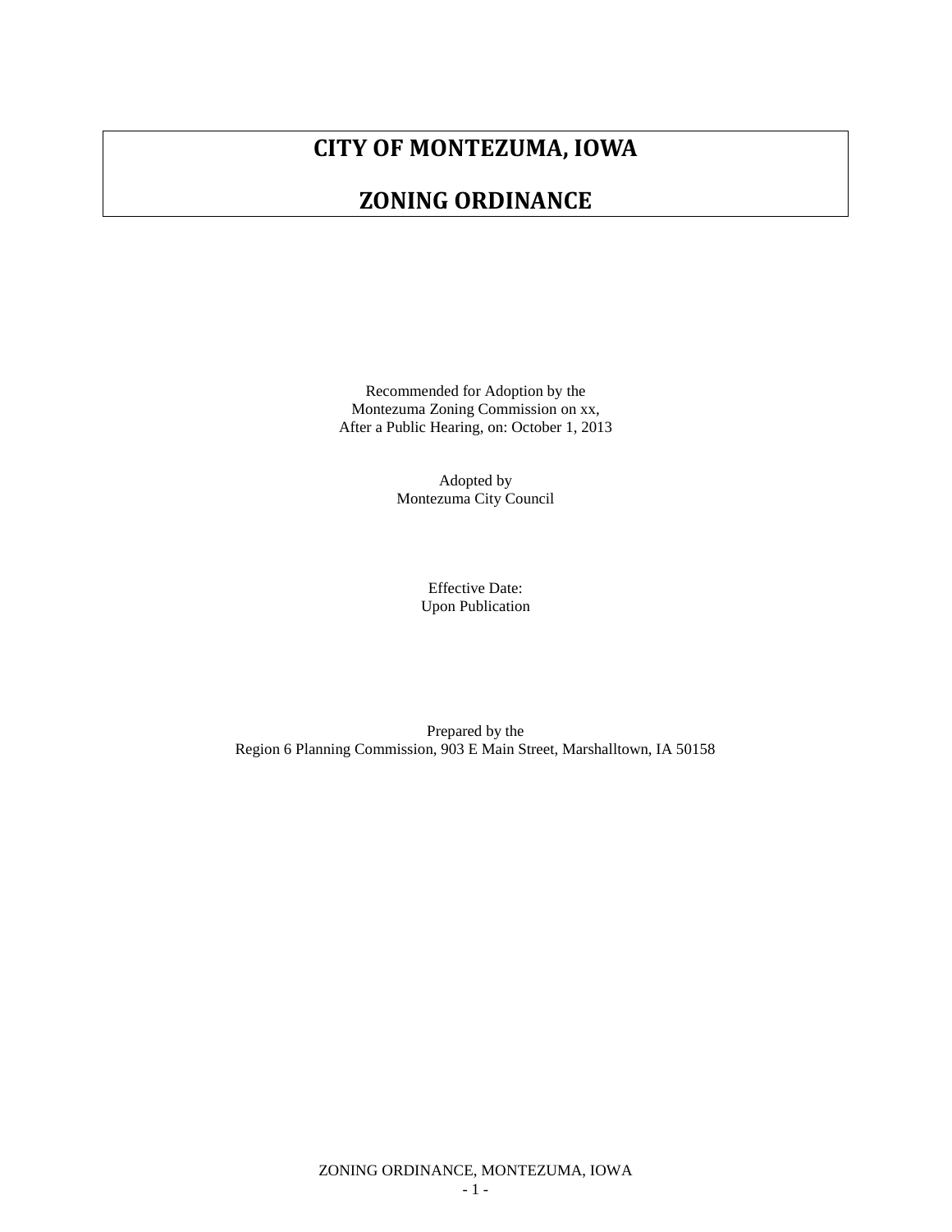# CITY OF MONTEZUMA, IOWA

# ZONING ORDINANCE

Recommended for Adoption by the
Montezuma Zoning Commission on xx,
After a Public Hearing, on: October 1, 2013

Adopted by
Montezuma City Council

Effective Date:
Upon Publication

Prepared by the
Region 6 Planning Commission, 903 E Main Street, Marshalltown, IA 50158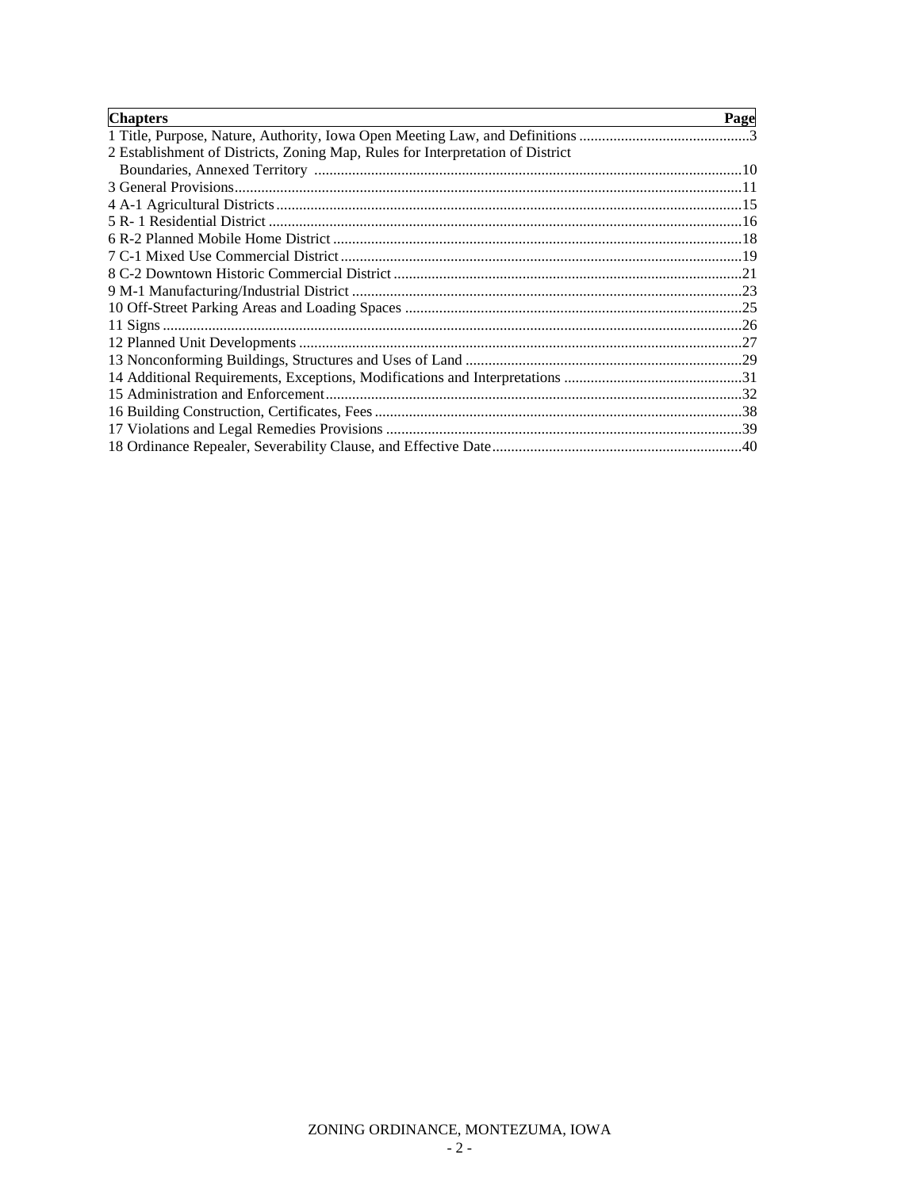| Chapters | Page |
|---|---|
| 1 Title, Purpose, Nature, Authority, Iowa Open Meeting Law, and Definitions | 3 |
| 2 Establishment of Districts, Zoning Map, Rules for Interpretation of District Boundaries, Annexed Territory | 10 |
| 3 General Provisions | 11 |
| 4 A-1 Agricultural Districts | 15 |
| 5 R- 1 Residential District | 16 |
| 6 R-2 Planned Mobile Home District | 18 |
| 7 C-1 Mixed Use Commercial District | 19 |
| 8 C-2 Downtown Historic Commercial District | 21 |
| 9 M-1 Manufacturing/Industrial District | 23 |
| 10 Off-Street Parking Areas and Loading Spaces | 25 |
| 11 Signs | 26 |
| 12 Planned Unit Developments | 27 |
| 13 Nonconforming Buildings, Structures and Uses of Land | 29 |
| 14 Additional Requirements, Exceptions, Modifications and Interpretations | 31 |
| 15 Administration and Enforcement | 32 |
| 16 Building Construction, Certificates, Fees | 38 |
| 17 Violations and Legal Remedies Provisions | 39 |
| 18 Ordinance Repealer, Severability Clause, and Effective Date | 40 |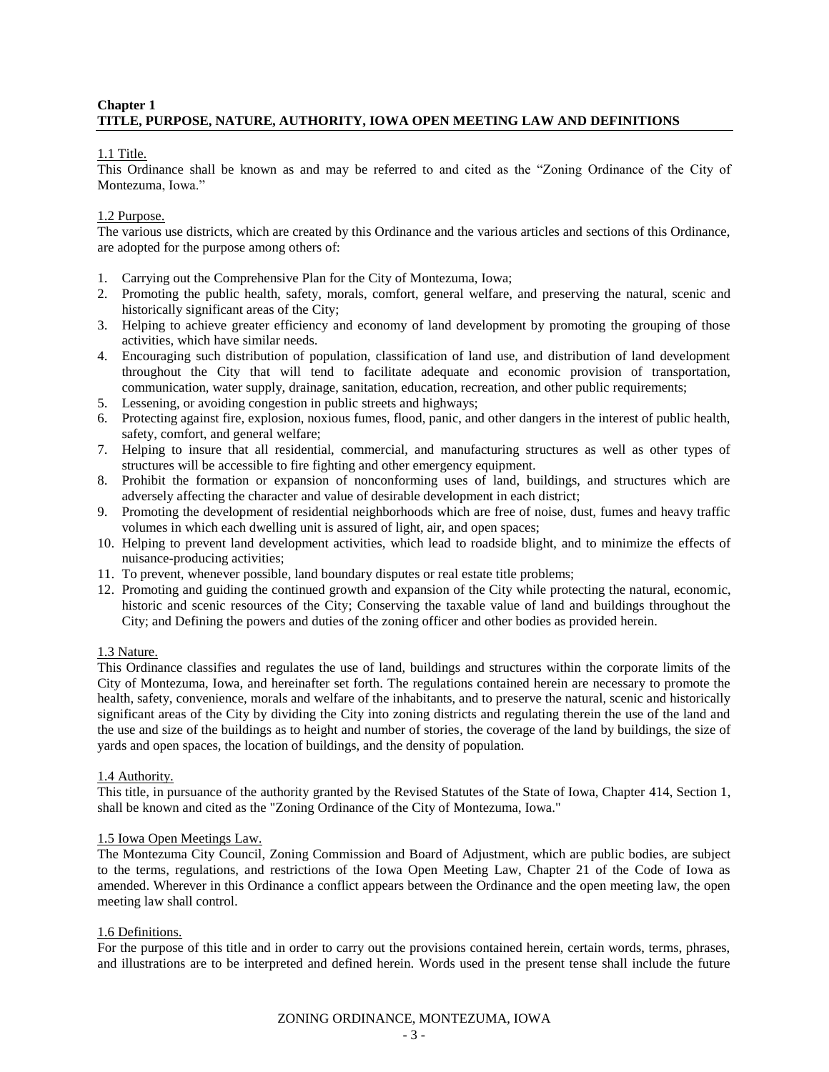## Chapter 1
## TITLE, PURPOSE, NATURE, AUTHORITY, IOWA OPEN MEETING LAW AND DEFINITIONS

### 1.1 Title.

This Ordinance shall be known as and may be referred to and cited as the “Zoning Ordinance of the City of Montezuma, Iowa.”

### 1.2 Purpose.

The various use districts, which are created by this Ordinance and the various articles and sections of this Ordinance, are adopted for the purpose among others of:

1. Carrying out the Comprehensive Plan for the City of Montezuma, Iowa;
2. Promoting the public health, safety, morals, comfort, general welfare, and preserving the natural, scenic and historically significant areas of the City;
3. Helping to achieve greater efficiency and economy of land development by promoting the grouping of those activities, which have similar needs.
4. Encouraging such distribution of population, classification of land use, and distribution of land development throughout the City that will tend to facilitate adequate and economic provision of transportation, communication, water supply, drainage, sanitation, education, recreation, and other public requirements;
5. Lessening, or avoiding congestion in public streets and highways;
6. Protecting against fire, explosion, noxious fumes, flood, panic, and other dangers in the interest of public health, safety, comfort, and general welfare;
7. Helping to insure that all residential, commercial, and manufacturing structures as well as other types of structures will be accessible to fire fighting and other emergency equipment.
8. Prohibit the formation or expansion of nonconforming uses of land, buildings, and structures which are adversely affecting the character and value of desirable development in each district;
9. Promoting the development of residential neighborhoods which are free of noise, dust, fumes and heavy traffic volumes in which each dwelling unit is assured of light, air, and open spaces;
10. Helping to prevent land development activities, which lead to roadside blight, and to minimize the effects of nuisance-producing activities;
11. To prevent, whenever possible, land boundary disputes or real estate title problems;
12. Promoting and guiding the continued growth and expansion of the City while protecting the natural, economic, historic and scenic resources of the City; Conserving the taxable value of land and buildings throughout the City; and Defining the powers and duties of the zoning officer and other bodies as provided herein.

### 1.3 Nature.

This Ordinance classifies and regulates the use of land, buildings and structures within the corporate limits of the City of Montezuma, Iowa, and hereinafter set forth. The regulations contained herein are necessary to promote the health, safety, convenience, morals and welfare of the inhabitants, and to preserve the natural, scenic and historically significant areas of the City by dividing the City into zoning districts and regulating therein the use of the land and the use and size of the buildings as to height and number of stories, the coverage of the land by buildings, the size of yards and open spaces, the location of buildings, and the density of population.

### 1.4 Authority.

This title, in pursuance of the authority granted by the Revised Statutes of the State of Iowa, Chapter 414, Section 1, shall be known and cited as the "Zoning Ordinance of the City of Montezuma, Iowa."

### 1.5 Iowa Open Meetings Law.

The Montezuma City Council, Zoning Commission and Board of Adjustment, which are public bodies, are subject to the terms, regulations, and restrictions of the Iowa Open Meeting Law, Chapter 21 of the Code of Iowa as amended. Wherever in this Ordinance a conflict appears between the Ordinance and the open meeting law, the open meeting law shall control.

### 1.6 Definitions.

For the purpose of this title and in order to carry out the provisions contained herein, certain words, terms, phrases, and illustrations are to be interpreted and defined herein. Words used in the present tense shall include the future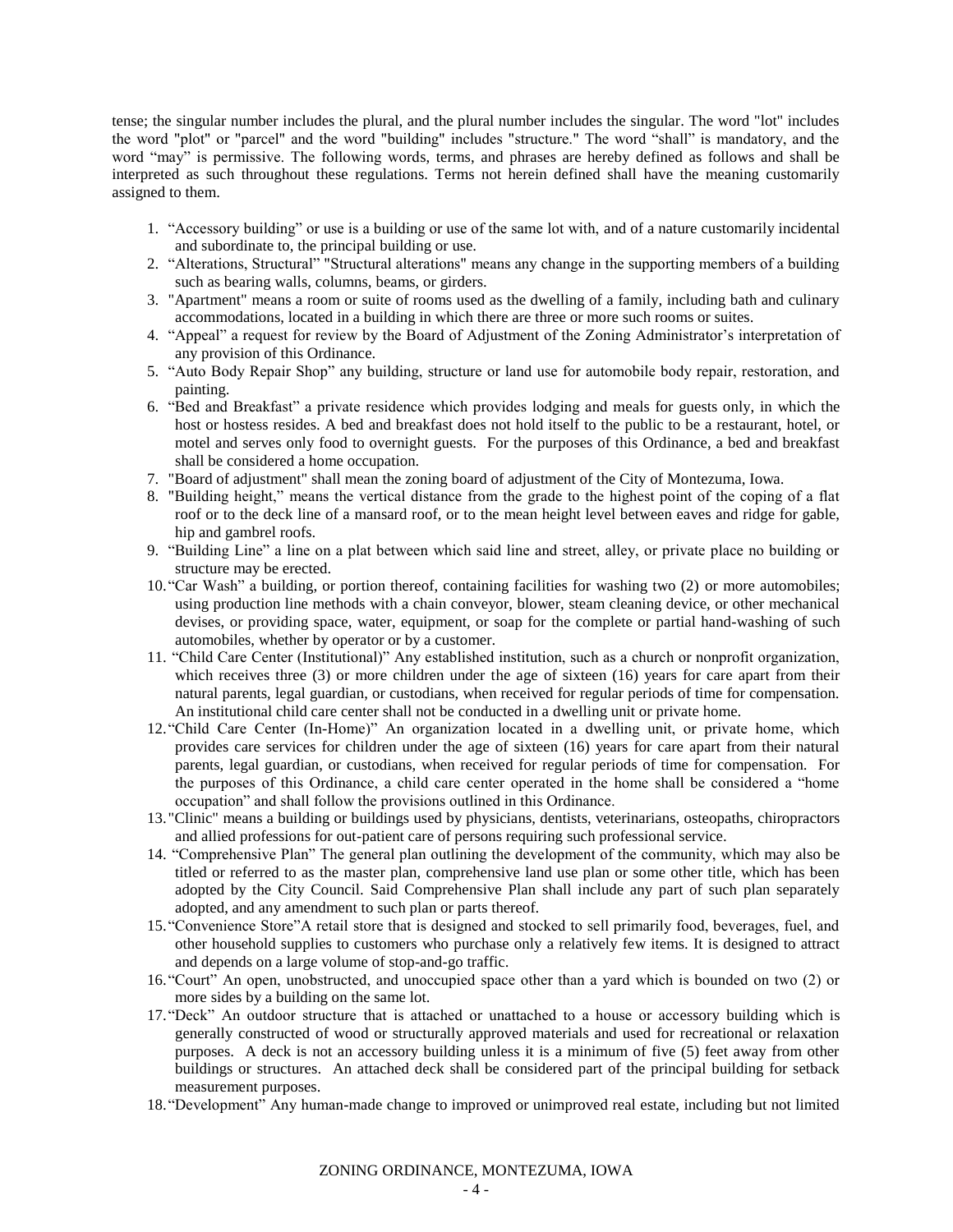tense; the singular number includes the plural, and the plural number includes the singular. The word "lot" includes the word "plot" or "parcel" and the word "building" includes "structure." The word "shall" is mandatory, and the word "may" is permissive. The following words, terms, and phrases are hereby defined as follows and shall be interpreted as such throughout these regulations. Terms not herein defined shall have the meaning customarily assigned to them.

1. "Accessory building" or use is a building or use of the same lot with, and of a nature customarily incidental and subordinate to, the principal building or use.
2. "Alterations, Structural" "Structural alterations" means any change in the supporting members of a building such as bearing walls, columns, beams, or girders.
3. "Apartment" means a room or suite of rooms used as the dwelling of a family, including bath and culinary accommodations, located in a building in which there are three or more such rooms or suites.
4. "Appeal" a request for review by the Board of Adjustment of the Zoning Administrator's interpretation of any provision of this Ordinance.
5. "Auto Body Repair Shop" any building, structure or land use for automobile body repair, restoration, and painting.
6. "Bed and Breakfast" a private residence which provides lodging and meals for guests only, in which the host or hostess resides. A bed and breakfast does not hold itself to the public to be a restaurant, hotel, or motel and serves only food to overnight guests. For the purposes of this Ordinance, a bed and breakfast shall be considered a home occupation.
7. "Board of adjustment" shall mean the zoning board of adjustment of the City of Montezuma, Iowa.
8. "Building height," means the vertical distance from the grade to the highest point of the coping of a flat roof or to the deck line of a mansard roof, or to the mean height level between eaves and ridge for gable, hip and gambrel roofs.
9. "Building Line" a line on a plat between which said line and street, alley, or private place no building or structure may be erected.
10. "Car Wash" a building, or portion thereof, containing facilities for washing two (2) or more automobiles; using production line methods with a chain conveyor, blower, steam cleaning device, or other mechanical devises, or providing space, water, equipment, or soap for the complete or partial hand-washing of such automobiles, whether by operator or by a customer.
11. "Child Care Center (Institutional)" Any established institution, such as a church or nonprofit organization, which receives three (3) or more children under the age of sixteen (16) years for care apart from their natural parents, legal guardian, or custodians, when received for regular periods of time for compensation. An institutional child care center shall not be conducted in a dwelling unit or private home.
12. "Child Care Center (In-Home)" An organization located in a dwelling unit, or private home, which provides care services for children under the age of sixteen (16) years for care apart from their natural parents, legal guardian, or custodians, when received for regular periods of time for compensation. For the purposes of this Ordinance, a child care center operated in the home shall be considered a "home occupation" and shall follow the provisions outlined in this Ordinance.
13. "Clinic" means a building or buildings used by physicians, dentists, veterinarians, osteopaths, chiropractors and allied professions for out-patient care of persons requiring such professional service.
14. "Comprehensive Plan" The general plan outlining the development of the community, which may also be titled or referred to as the master plan, comprehensive land use plan or some other title, which has been adopted by the City Council. Said Comprehensive Plan shall include any part of such plan separately adopted, and any amendment to such plan or parts thereof.
15. "Convenience Store"A retail store that is designed and stocked to sell primarily food, beverages, fuel, and other household supplies to customers who purchase only a relatively few items. It is designed to attract and depends on a large volume of stop-and-go traffic.
16. "Court" An open, unobstructed, and unoccupied space other than a yard which is bounded on two (2) or more sides by a building on the same lot.
17. "Deck" An outdoor structure that is attached or unattached to a house or accessory building which is generally constructed of wood or structurally approved materials and used for recreational or relaxation purposes. A deck is not an accessory building unless it is a minimum of five (5) feet away from other buildings or structures. An attached deck shall be considered part of the principal building for setback measurement purposes.
18. "Development" Any human-made change to improved or unimproved real estate, including but not limited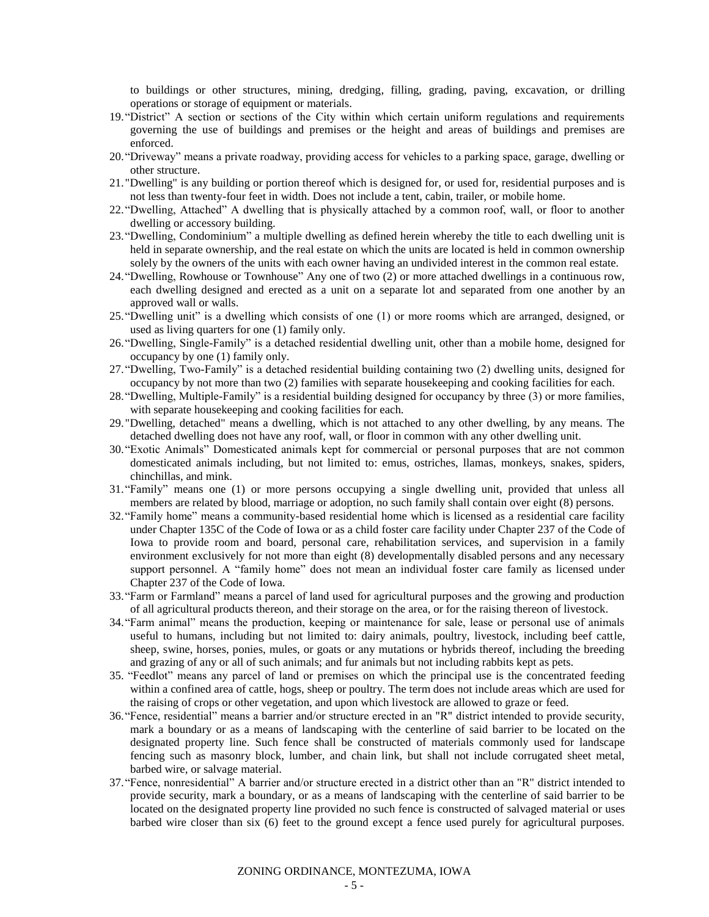to buildings or other structures, mining, dredging, filling, grading, paving, excavation, or drilling operations or storage of equipment or materials.

19. “District” A section or sections of the City within which certain uniform regulations and requirements governing the use of buildings and premises or the height and areas of buildings and premises are enforced.
20. “Driveway” means a private roadway, providing access for vehicles to a parking space, garage, dwelling or other structure.
21. "Dwelling" is any building or portion thereof which is designed for, or used for, residential purposes and is not less than twenty-four feet in width. Does not include a tent, cabin, trailer, or mobile home.
22. “Dwelling, Attached” A dwelling that is physically attached by a common roof, wall, or floor to another dwelling or accessory building.
23. “Dwelling, Condominium” a multiple dwelling as defined herein whereby the title to each dwelling unit is held in separate ownership, and the real estate on which the units are located is held in common ownership solely by the owners of the units with each owner having an undivided interest in the common real estate.
24. “Dwelling, Rowhouse or Townhouse” Any one of two (2) or more attached dwellings in a continuous row, each dwelling designed and erected as a unit on a separate lot and separated from one another by an approved wall or walls.
25. “Dwelling unit” is a dwelling which consists of one (1) or more rooms which are arranged, designed, or used as living quarters for one (1) family only.
26. “Dwelling, Single-Family” is a detached residential dwelling unit, other than a mobile home, designed for occupancy by one (1) family only.
27. “Dwelling, Two-Family” is a detached residential building containing two (2) dwelling units, designed for occupancy by not more than two (2) families with separate housekeeping and cooking facilities for each.
28. “Dwelling, Multiple-Family” is a residential building designed for occupancy by three (3) or more families, with separate housekeeping and cooking facilities for each.
29. "Dwelling, detached" means a dwelling, which is not attached to any other dwelling, by any means. The detached dwelling does not have any roof, wall, or floor in common with any other dwelling unit.
30. “Exotic Animals” Domesticated animals kept for commercial or personal purposes that are not common domesticated animals including, but not limited to: emus, ostriches, llamas, monkeys, snakes, spiders, chinchillas, and mink.
31. “Family” means one (1) or more persons occupying a single dwelling unit, provided that unless all members are related by blood, marriage or adoption, no such family shall contain over eight (8) persons.
32. “Family home” means a community-based residential home which is licensed as a residential care facility under Chapter 135C of the Code of Iowa or as a child foster care facility under Chapter 237 of the Code of Iowa to provide room and board, personal care, rehabilitation services, and supervision in a family environment exclusively for not more than eight (8) developmentally disabled persons and any necessary support personnel. A “family home” does not mean an individual foster care family as licensed under Chapter 237 of the Code of Iowa.
33. “Farm or Farmland” means a parcel of land used for agricultural purposes and the growing and production of all agricultural products thereon, and their storage on the area, or for the raising thereon of livestock.
34. “Farm animal” means the production, keeping or maintenance for sale, lease or personal use of animals useful to humans, including but not limited to: dairy animals, poultry, livestock, including beef cattle, sheep, swine, horses, ponies, mules, or goats or any mutations or hybrids thereof, including the breeding and grazing of any or all of such animals; and fur animals but not including rabbits kept as pets.
35. “Feedlot” means any parcel of land or premises on which the principal use is the concentrated feeding within a confined area of cattle, hogs, sheep or poultry. The term does not include areas which are used for the raising of crops or other vegetation, and upon which livestock are allowed to graze or feed.
36. “Fence, residential” means a barrier and/or structure erected in an "R" district intended to provide security, mark a boundary or as a means of landscaping with the centerline of said barrier to be located on the designated property line. Such fence shall be constructed of materials commonly used for landscape fencing such as masonry block, lumber, and chain link, but shall not include corrugated sheet metal, barbed wire, or salvage material.
37. “Fence, nonresidential” A barrier and/or structure erected in a district other than an "R" district intended to provide security, mark a boundary, or as a means of landscaping with the centerline of said barrier to be located on the designated property line provided no such fence is constructed of salvaged material or uses barbed wire closer than six (6) feet to the ground except a fence used purely for agricultural purposes.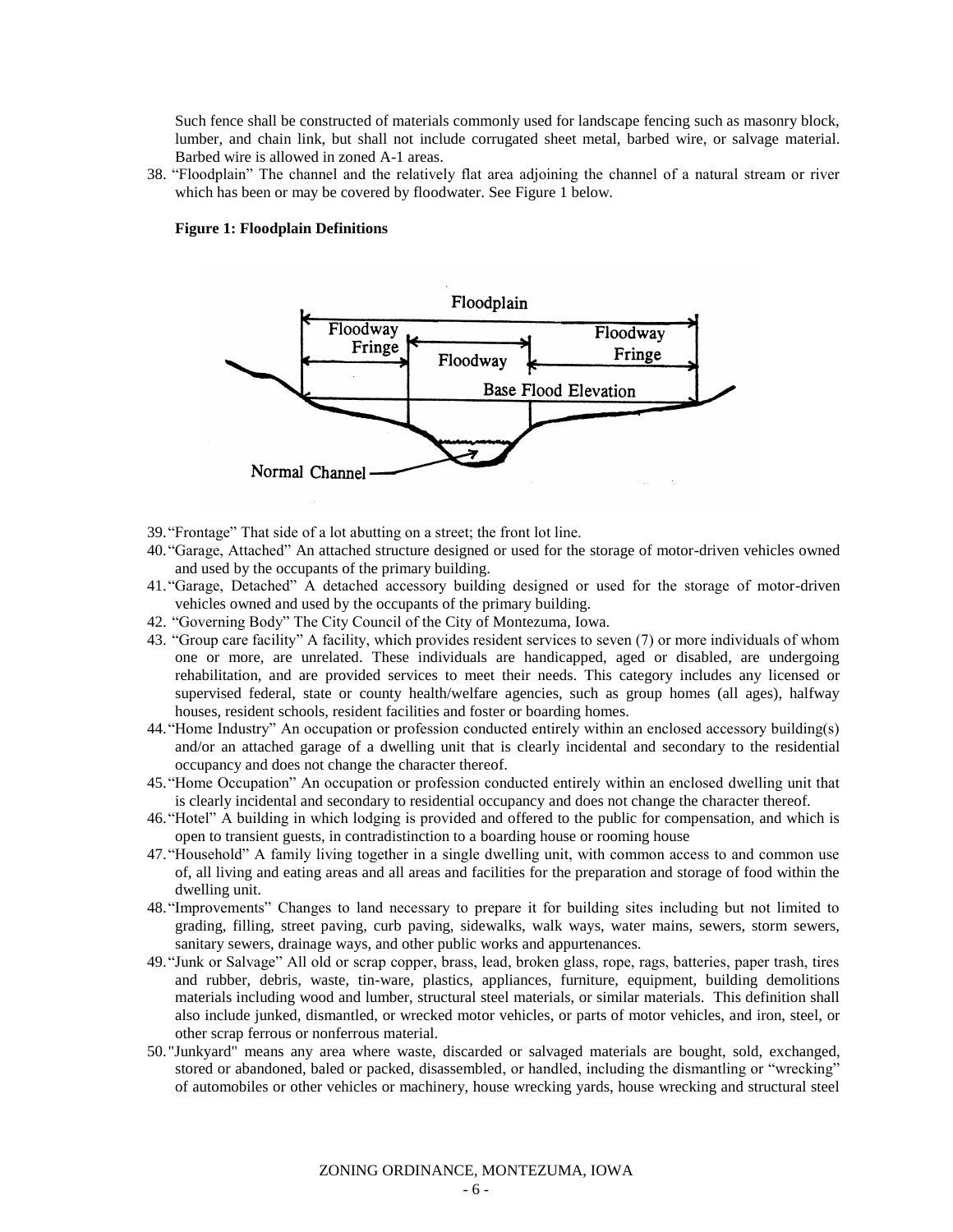Such fence shall be constructed of materials commonly used for landscape fencing such as masonry block, lumber, and chain link, but shall not include corrugated sheet metal, barbed wire, or salvage material. Barbed wire is allowed in zoned A-1 areas.

38. “Floodplain” The channel and the relatively flat area adjoining the channel of a natural stream or river which has been or may be covered by floodwater. See Figure 1 below.

**Figure 1: Floodplain Definitions**

39. “Frontage” That side of a lot abutting on a street; the front lot line.
40. “Garage, Attached” An attached structure designed or used for the storage of motor-driven vehicles owned and used by the occupants of the primary building.
41. “Garage, Detached” A detached accessory building designed or used for the storage of motor-driven vehicles owned and used by the occupants of the primary building.
42. “Governing Body” The City Council of the City of Montezuma, Iowa.
43. “Group care facility” A facility, which provides resident services to seven (7) or more individuals of whom one or more, are unrelated. These individuals are handicapped, aged or disabled, are undergoing rehabilitation, and are provided services to meet their needs. This category includes any licensed or supervised federal, state or county health/welfare agencies, such as group homes (all ages), halfway houses, resident schools, resident facilities and foster or boarding homes.
44. “Home Industry” An occupation or profession conducted entirely within an enclosed accessory building(s) and/or an attached garage of a dwelling unit that is clearly incidental and secondary to the residential occupancy and does not change the character thereof.
45. “Home Occupation” An occupation or profession conducted entirely within an enclosed dwelling unit that is clearly incidental and secondary to residential occupancy and does not change the character thereof.
46. “Hotel” A building in which lodging is provided and offered to the public for compensation, and which is open to transient guests, in contradistinction to a boarding house or rooming house
47. “Household” A family living together in a single dwelling unit, with common access to and common use of, all living and eating areas and all areas and facilities for the preparation and storage of food within the dwelling unit.
48. “Improvements” Changes to land necessary to prepare it for building sites including but not limited to grading, filling, street paving, curb paving, sidewalks, walk ways, water mains, sewers, storm sewers, sanitary sewers, drainage ways, and other public works and appurtenances.
49. “Junk or Salvage” All old or scrap copper, brass, lead, broken glass, rope, rags, batteries, paper trash, tires and rubber, debris, waste, tin-ware, plastics, appliances, furniture, equipment, building demolitions materials including wood and lumber, structural steel materials, or similar materials. This definition shall also include junked, dismantled, or wrecked motor vehicles, or parts of motor vehicles, and iron, steel, or other scrap ferrous or nonferrous material.
50. "Junkyard" means any area where waste, discarded or salvaged materials are bought, sold, exchanged, stored or abandoned, baled or packed, disassembled, or handled, including the dismantling or “wrecking” of automobiles or other vehicles or machinery, house wrecking yards, house wrecking and structural steel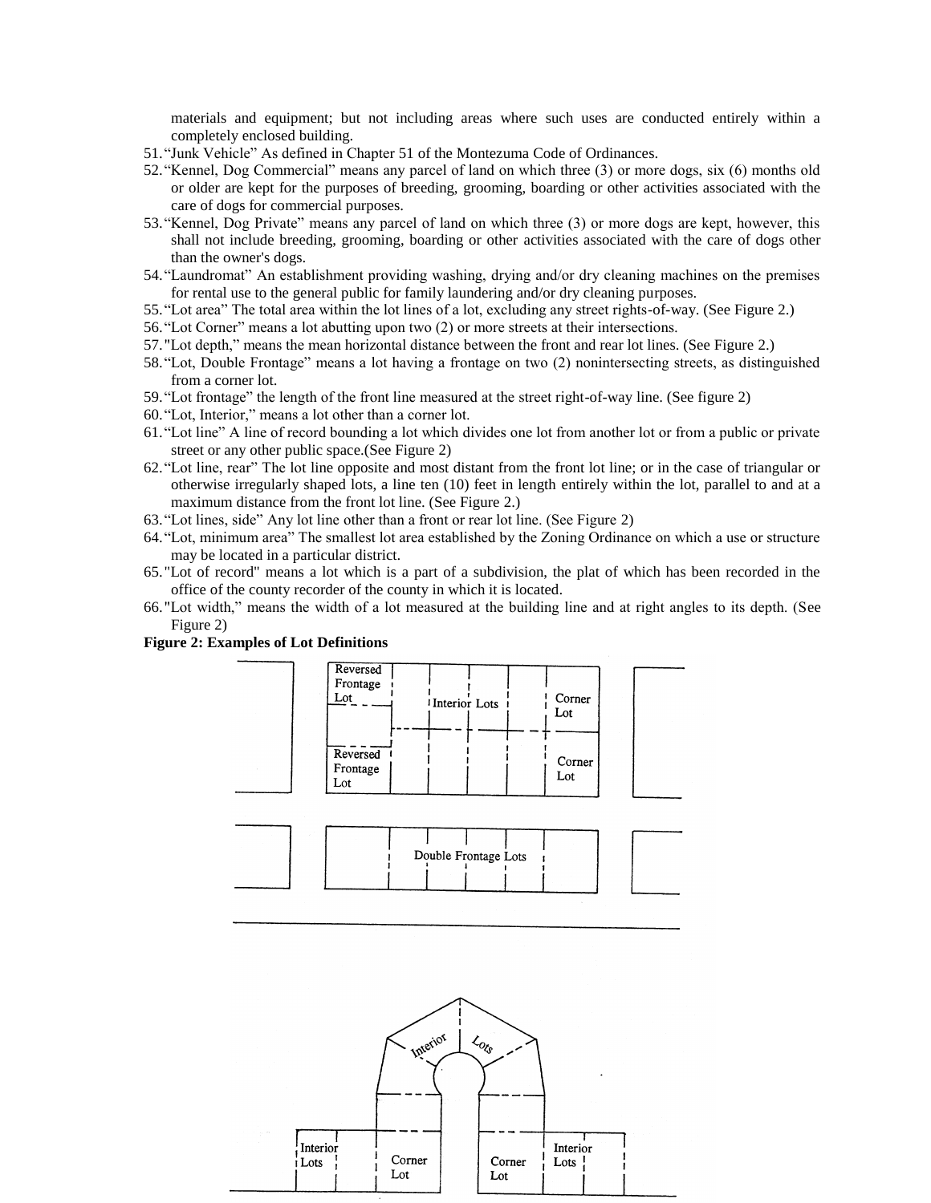materials and equipment; but not including areas where such uses are conducted entirely within a completely enclosed building.

51. "Junk Vehicle" As defined in Chapter 51 of the Montezuma Code of Ordinances.
52. "Kennel, Dog Commercial" means any parcel of land on which three (3) or more dogs, six (6) months old or older are kept for the purposes of breeding, grooming, boarding or other activities associated with the care of dogs for commercial purposes.
53. "Kennel, Dog Private" means any parcel of land on which three (3) or more dogs are kept, however, this shall not include breeding, grooming, boarding or other activities associated with the care of dogs other than the owner's dogs.
54. "Laundromat" An establishment providing washing, drying and/or dry cleaning machines on the premises for rental use to the general public for family laundering and/or dry cleaning purposes.
55. "Lot area" The total area within the lot lines of a lot, excluding any street rights-of-way. (See Figure 2.)
56. "Lot Corner" means a lot abutting upon two (2) or more streets at their intersections.
57. "Lot depth," means the mean horizontal distance between the front and rear lot lines. (See Figure 2.)
58. "Lot, Double Frontage" means a lot having a frontage on two (2) nonintersecting streets, as distinguished from a corner lot.
59. "Lot frontage" the length of the front line measured at the street right-of-way line. (See figure 2)
60. "Lot, Interior," means a lot other than a corner lot.
61. "Lot line" A line of record bounding a lot which divides one lot from another lot or from a public or private street or any other public space.(See Figure 2)
62. "Lot line, rear" The lot line opposite and most distant from the front lot line; or in the case of triangular or otherwise irregularly shaped lots, a line ten (10) feet in length entirely within the lot, parallel to and at a maximum distance from the front lot line. (See Figure 2.)
63. "Lot lines, side" Any lot line other than a front or rear lot line. (See Figure 2)
64. "Lot, minimum area" The smallest lot area established by the Zoning Ordinance on which a use or structure may be located in a particular district.
65. "Lot of record" means a lot which is a part of a subdivision, the plat of which has been recorded in the office of the county recorder of the county in which it is located.
66. "Lot width," means the width of a lot measured at the building line and at right angles to its depth. (See Figure 2)

**Figure 2: Examples of Lot Definitions**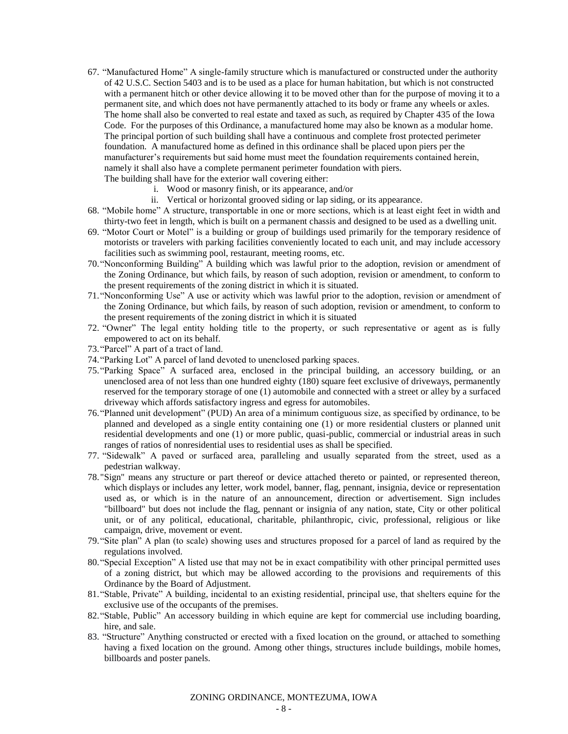67. "Manufactured Home" A single-family structure which is manufactured or constructed under the authority of 42 U.S.C. Section 5403 and is to be used as a place for human habitation, but which is not constructed with a permanent hitch or other device allowing it to be moved other than for the purpose of moving it to a permanent site, and which does not have permanently attached to its body or frame any wheels or axles. The home shall also be converted to real estate and taxed as such, as required by Chapter 435 of the Iowa Code. For the purposes of this Ordinance, a manufactured home may also be known as a modular home. The principal portion of such building shall have a continuous and complete frost protected perimeter foundation. A manufactured home as defined in this ordinance shall be placed upon piers per the manufacturer's requirements but said home must meet the foundation requirements contained herein, namely it shall also have a complete permanent perimeter foundation with piers.
    The building shall have for the exterior wall covering either:
    i. Wood or masonry finish, or its appearance, and/or
    ii. Vertical or horizontal grooved siding or lap siding, or its appearance.
68. "Mobile home" A structure, transportable in one or more sections, which is at least eight feet in width and thirty-two feet in length, which is built on a permanent chassis and designed to be used as a dwelling unit.
69. "Motor Court or Motel" is a building or group of buildings used primarily for the temporary residence of motorists or travelers with parking facilities conveniently located to each unit, and may include accessory facilities such as swimming pool, restaurant, meeting rooms, etc.
70. "Nonconforming Building" A building which was lawful prior to the adoption, revision or amendment of the Zoning Ordinance, but which fails, by reason of such adoption, revision or amendment, to conform to the present requirements of the zoning district in which it is situated.
71. "Nonconforming Use" A use or activity which was lawful prior to the adoption, revision or amendment of the Zoning Ordinance, but which fails, by reason of such adoption, revision or amendment, to conform to the present requirements of the zoning district in which it is situated
72. "Owner" The legal entity holding title to the property, or such representative or agent as is fully empowered to act on its behalf.
73. "Parcel" A part of a tract of land.
74. "Parking Lot" A parcel of land devoted to unenclosed parking spaces.
75. "Parking Space" A surfaced area, enclosed in the principal building, an accessory building, or an unenclosed area of not less than one hundred eighty (180) square feet exclusive of driveways, permanently reserved for the temporary storage of one (1) automobile and connected with a street or alley by a surfaced driveway which affords satisfactory ingress and egress for automobiles.
76. "Planned unit development" (PUD) An area of a minimum contiguous size, as specified by ordinance, to be planned and developed as a single entity containing one (1) or more residential clusters or planned unit residential developments and one (1) or more public, quasi-public, commercial or industrial areas in such ranges of ratios of nonresidential uses to residential uses as shall be specified.
77. "Sidewalk" A paved or surfaced area, paralleling and usually separated from the street, used as a pedestrian walkway.
78. "Sign" means any structure or part thereof or device attached thereto or painted, or represented thereon, which displays or includes any letter, work model, banner, flag, pennant, insignia, device or representation used as, or which is in the nature of an announcement, direction or advertisement. Sign includes "billboard" but does not include the flag, pennant or insignia of any nation, state, City or other political unit, or of any political, educational, charitable, philanthropic, civic, professional, religious or like campaign, drive, movement or event.
79. "Site plan" A plan (to scale) showing uses and structures proposed for a parcel of land as required by the regulations involved.
80. "Special Exception" A listed use that may not be in exact compatibility with other principal permitted uses of a zoning district, but which may be allowed according to the provisions and requirements of this Ordinance by the Board of Adjustment.
81. "Stable, Private" A building, incidental to an existing residential, principal use, that shelters equine for the exclusive use of the occupants of the premises.
82. "Stable, Public" An accessory building in which equine are kept for commercial use including boarding, hire, and sale.
83. "Structure" Anything constructed or erected with a fixed location on the ground, or attached to something having a fixed location on the ground. Among other things, structures include buildings, mobile homes, billboards and poster panels.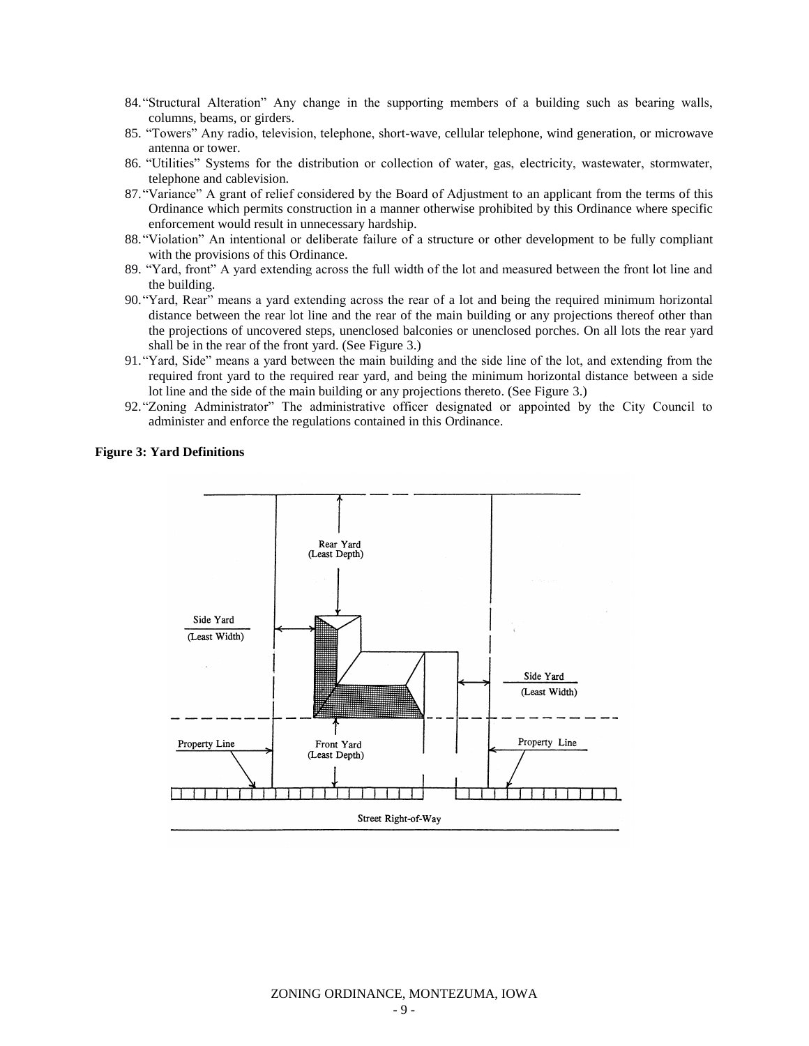84. "Structural Alteration" Any change in the supporting members of a building such as bearing walls, columns, beams, or girders.
85. "Towers" Any radio, television, telephone, short-wave, cellular telephone, wind generation, or microwave antenna or tower.
86. "Utilities" Systems for the distribution or collection of water, gas, electricity, wastewater, stormwater, telephone and cablevision.
87. "Variance" A grant of relief considered by the Board of Adjustment to an applicant from the terms of this Ordinance which permits construction in a manner otherwise prohibited by this Ordinance where specific enforcement would result in unnecessary hardship.
88. "Violation" An intentional or deliberate failure of a structure or other development to be fully compliant with the provisions of this Ordinance.
89. "Yard, front" A yard extending across the full width of the lot and measured between the front lot line and the building.
90. "Yard, Rear" means a yard extending across the rear of a lot and being the required minimum horizontal distance between the rear lot line and the rear of the main building or any projections thereof other than the projections of uncovered steps, unenclosed balconies or unenclosed porches. On all lots the rear yard shall be in the rear of the front yard. (See Figure 3.)
91. "Yard, Side" means a yard between the main building and the side line of the lot, and extending from the required front yard to the required rear yard, and being the minimum horizontal distance between a side lot line and the side of the main building or any projections thereto. (See Figure 3.)
92. "Zoning Administrator" The administrative officer designated or appointed by the City Council to administer and enforce the regulations contained in this Ordinance.

**Figure 3: Yard Definitions**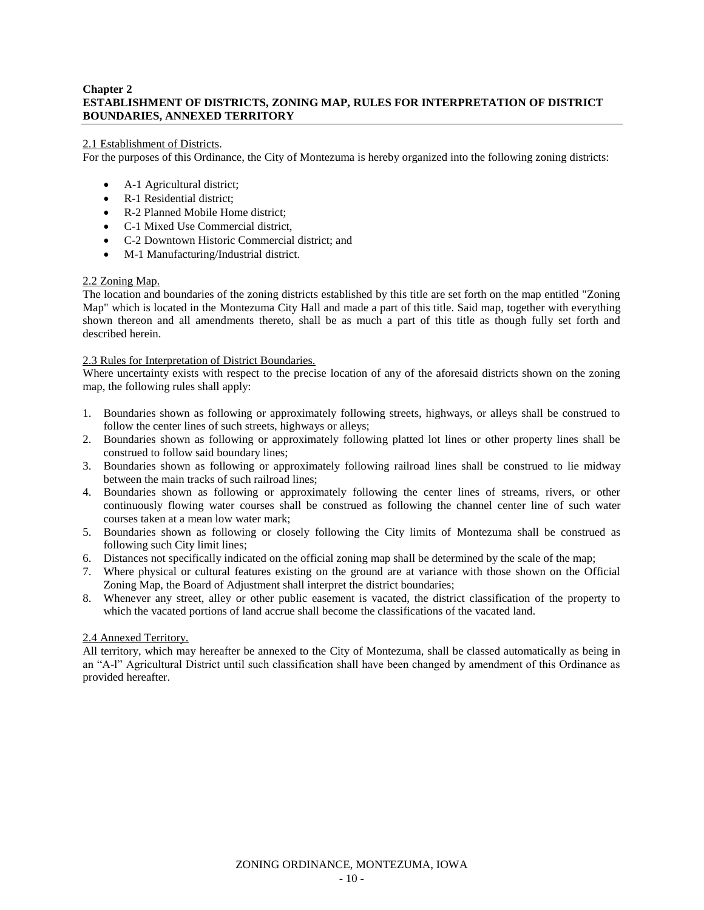## Chapter 2
## ESTABLISHMENT OF DISTRICTS, ZONING MAP, RULES FOR INTERPRETATION OF DISTRICT BOUNDARIES, ANNEXED TERRITORY

### 2.1 Establishment of Districts.

For the purposes of this Ordinance, the City of Montezuma is hereby organized into the following zoning districts:

- A-1 Agricultural district;
- R-1 Residential district;
- R-2 Planned Mobile Home district;
- C-1 Mixed Use Commercial district,
- C-2 Downtown Historic Commercial district; and
- M-1 Manufacturing/Industrial district.

### 2.2 Zoning Map.

The location and boundaries of the zoning districts established by this title are set forth on the map entitled "Zoning Map" which is located in the Montezuma City Hall and made a part of this title. Said map, together with everything shown thereon and all amendments thereto, shall be as much a part of this title as though fully set forth and described herein.

### 2.3 Rules for Interpretation of District Boundaries.

Where uncertainty exists with respect to the precise location of any of the aforesaid districts shown on the zoning map, the following rules shall apply:

1. Boundaries shown as following or approximately following streets, highways, or alleys shall be construed to follow the center lines of such streets, highways or alleys;
2. Boundaries shown as following or approximately following platted lot lines or other property lines shall be construed to follow said boundary lines;
3. Boundaries shown as following or approximately following railroad lines shall be construed to lie midway between the main tracks of such railroad lines;
4. Boundaries shown as following or approximately following the center lines of streams, rivers, or other continuously flowing water courses shall be construed as following the channel center line of such water courses taken at a mean low water mark;
5. Boundaries shown as following or closely following the City limits of Montezuma shall be construed as following such City limit lines;
6. Distances not specifically indicated on the official zoning map shall be determined by the scale of the map;
7. Where physical or cultural features existing on the ground are at variance with those shown on the Official Zoning Map, the Board of Adjustment shall interpret the district boundaries;
8. Whenever any street, alley or other public easement is vacated, the district classification of the property to which the vacated portions of land accrue shall become the classifications of the vacated land.

### 2.4 Annexed Territory.

All territory, which may hereafter be annexed to the City of Montezuma, shall be classed automatically as being in an "A-l" Agricultural District until such classification shall have been changed by amendment of this Ordinance as provided hereafter.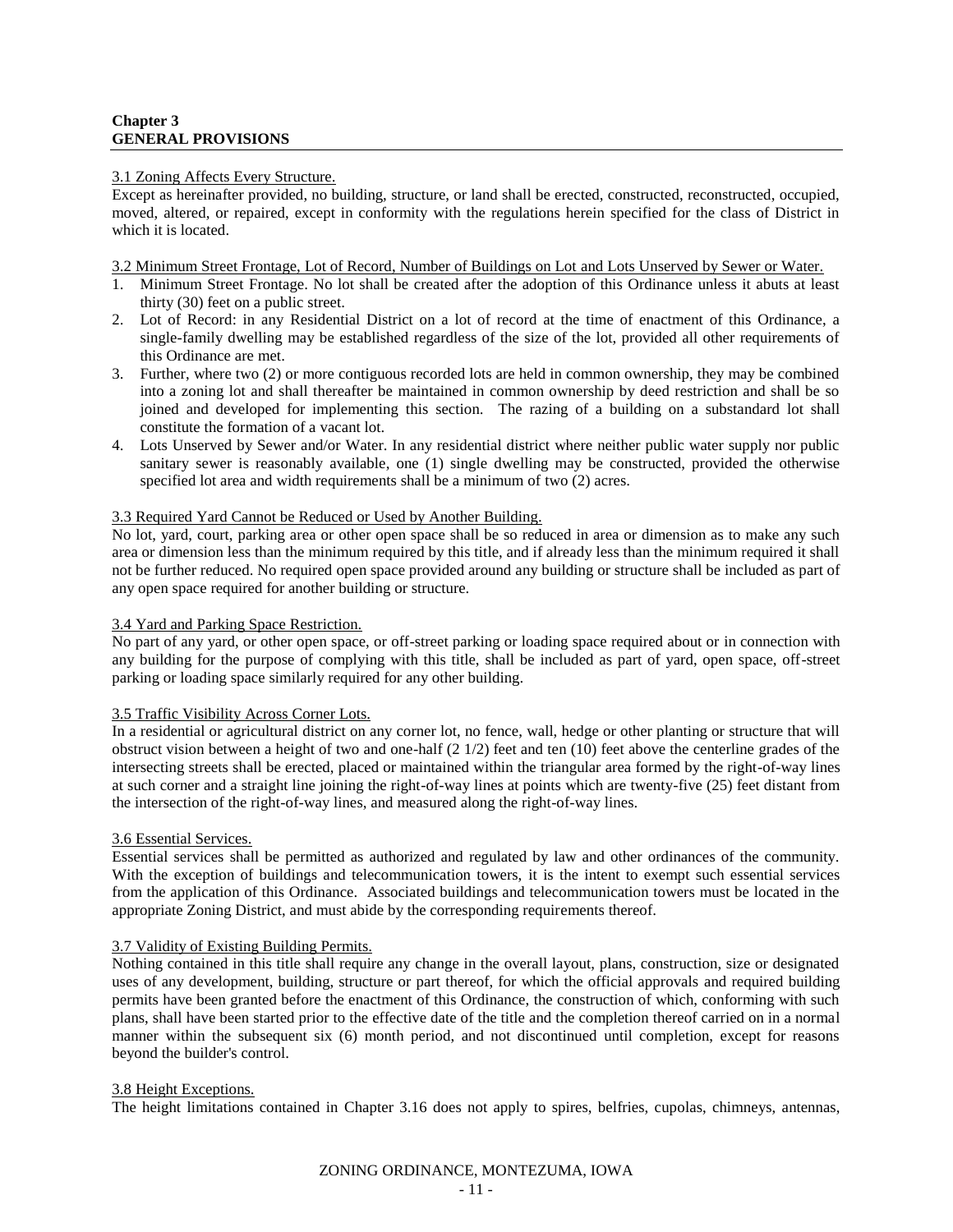**Chapter 3**
**GENERAL PROVISIONS**

3.1 Zoning Affects Every Structure.
Except as hereinafter provided, no building, structure, or land shall be erected, constructed, reconstructed, occupied, moved, altered, or repaired, except in conformity with the regulations herein specified for the class of District in which it is located.

3.2 Minimum Street Frontage, Lot of Record, Number of Buildings on Lot and Lots Unserved by Sewer or Water.

1. Minimum Street Frontage. No lot shall be created after the adoption of this Ordinance unless it abuts at least thirty (30) feet on a public street.
2. Lot of Record: in any Residential District on a lot of record at the time of enactment of this Ordinance, a single-family dwelling may be established regardless of the size of the lot, provided all other requirements of this Ordinance are met.
3. Further, where two (2) or more contiguous recorded lots are held in common ownership, they may be combined into a zoning lot and shall thereafter be maintained in common ownership by deed restriction and shall be so joined and developed for implementing this section. The razing of a building on a substandard lot shall constitute the formation of a vacant lot.
4. Lots Unserved by Sewer and/or Water. In any residential district where neither public water supply nor public sanitary sewer is reasonably available, one (1) single dwelling may be constructed, provided the otherwise specified lot area and width requirements shall be a minimum of two (2) acres.

3.3 Required Yard Cannot be Reduced or Used by Another Building.
No lot, yard, court, parking area or other open space shall be so reduced in area or dimension as to make any such area or dimension less than the minimum required by this title, and if already less than the minimum required it shall not be further reduced. No required open space provided around any building or structure shall be included as part of any open space required for another building or structure.

3.4 Yard and Parking Space Restriction.
No part of any yard, or other open space, or off-street parking or loading space required about or in connection with any building for the purpose of complying with this title, shall be included as part of yard, open space, off-street parking or loading space similarly required for any other building.

3.5 Traffic Visibility Across Corner Lots.
In a residential or agricultural district on any corner lot, no fence, wall, hedge or other planting or structure that will obstruct vision between a height of two and one-half (2 1/2) feet and ten (10) feet above the centerline grades of the intersecting streets shall be erected, placed or maintained within the triangular area formed by the right-of-way lines at such corner and a straight line joining the right-of-way lines at points which are twenty-five (25) feet distant from the intersection of the right-of-way lines, and measured along the right-of-way lines.

3.6 Essential Services.
Essential services shall be permitted as authorized and regulated by law and other ordinances of the community. With the exception of buildings and telecommunication towers, it is the intent to exempt such essential services from the application of this Ordinance. Associated buildings and telecommunication towers must be located in the appropriate Zoning District, and must abide by the corresponding requirements thereof.

3.7 Validity of Existing Building Permits.
Nothing contained in this title shall require any change in the overall layout, plans, construction, size or designated uses of any development, building, structure or part thereof, for which the official approvals and required building permits have been granted before the enactment of this Ordinance, the construction of which, conforming with such plans, shall have been started prior to the effective date of the title and the completion thereof carried on in a normal manner within the subsequent six (6) month period, and not discontinued until completion, except for reasons beyond the builder's control.

3.8 Height Exceptions.
The height limitations contained in Chapter 3.16 does not apply to spires, belfries, cupolas, chimneys, antennas,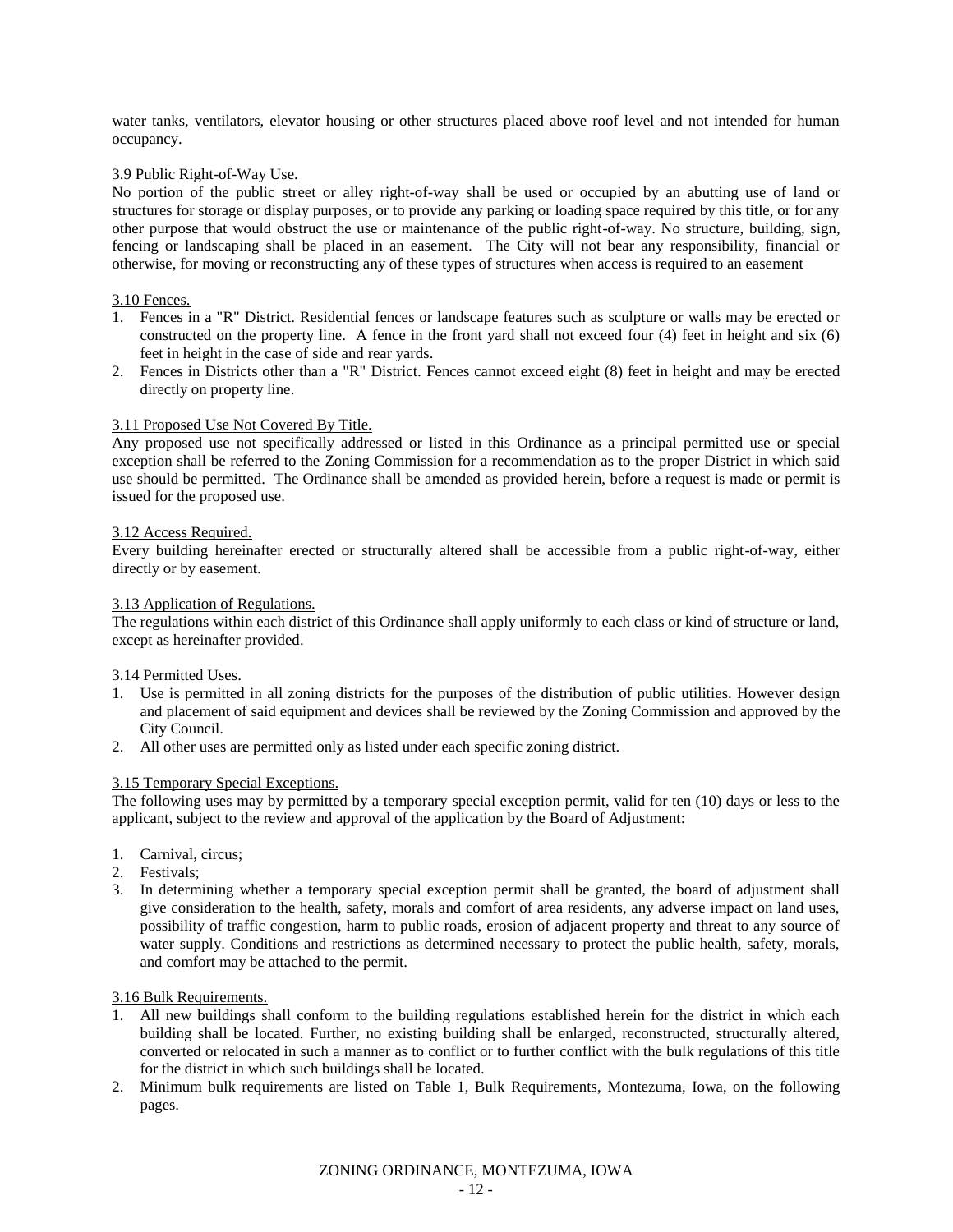water tanks, ventilators, elevator housing or other structures placed above roof level and not intended for human occupancy.

3.9 Public Right-of-Way Use.

No portion of the public street or alley right-of-way shall be used or occupied by an abutting use of land or structures for storage or display purposes, or to provide any parking or loading space required by this title, or for any other purpose that would obstruct the use or maintenance of the public right-of-way. No structure, building, sign, fencing or landscaping shall be placed in an easement. The City will not bear any responsibility, financial or otherwise, for moving or reconstructing any of these types of structures when access is required to an easement

3.10 Fences.

1. Fences in a "R" District. Residential fences or landscape features such as sculpture or walls may be erected or constructed on the property line. A fence in the front yard shall not exceed four (4) feet in height and six (6) feet in height in the case of side and rear yards.
2. Fences in Districts other than a "R" District. Fences cannot exceed eight (8) feet in height and may be erected directly on property line.

3.11 Proposed Use Not Covered By Title.

Any proposed use not specifically addressed or listed in this Ordinance as a principal permitted use or special exception shall be referred to the Zoning Commission for a recommendation as to the proper District in which said use should be permitted. The Ordinance shall be amended as provided herein, before a request is made or permit is issued for the proposed use.

3.12 Access Required.

Every building hereinafter erected or structurally altered shall be accessible from a public right-of-way, either directly or by easement.

3.13 Application of Regulations.

The regulations within each district of this Ordinance shall apply uniformly to each class or kind of structure or land, except as hereinafter provided.

3.14 Permitted Uses.

1. Use is permitted in all zoning districts for the purposes of the distribution of public utilities. However design and placement of said equipment and devices shall be reviewed by the Zoning Commission and approved by the City Council.
2. All other uses are permitted only as listed under each specific zoning district.

3.15 Temporary Special Exceptions.

The following uses may by permitted by a temporary special exception permit, valid for ten (10) days or less to the applicant, subject to the review and approval of the application by the Board of Adjustment:

1. Carnival, circus;
2. Festivals;
3. In determining whether a temporary special exception permit shall be granted, the board of adjustment shall give consideration to the health, safety, morals and comfort of area residents, any adverse impact on land uses, possibility of traffic congestion, harm to public roads, erosion of adjacent property and threat to any source of water supply. Conditions and restrictions as determined necessary to protect the public health, safety, morals, and comfort may be attached to the permit.

3.16 Bulk Requirements.

1. All new buildings shall conform to the building regulations established herein for the district in which each building shall be located. Further, no existing building shall be enlarged, reconstructed, structurally altered, converted or relocated in such a manner as to conflict or to further conflict with the bulk regulations of this title for the district in which such buildings shall be located.
2. Minimum bulk requirements are listed on Table 1, Bulk Requirements, Montezuma, Iowa, on the following pages.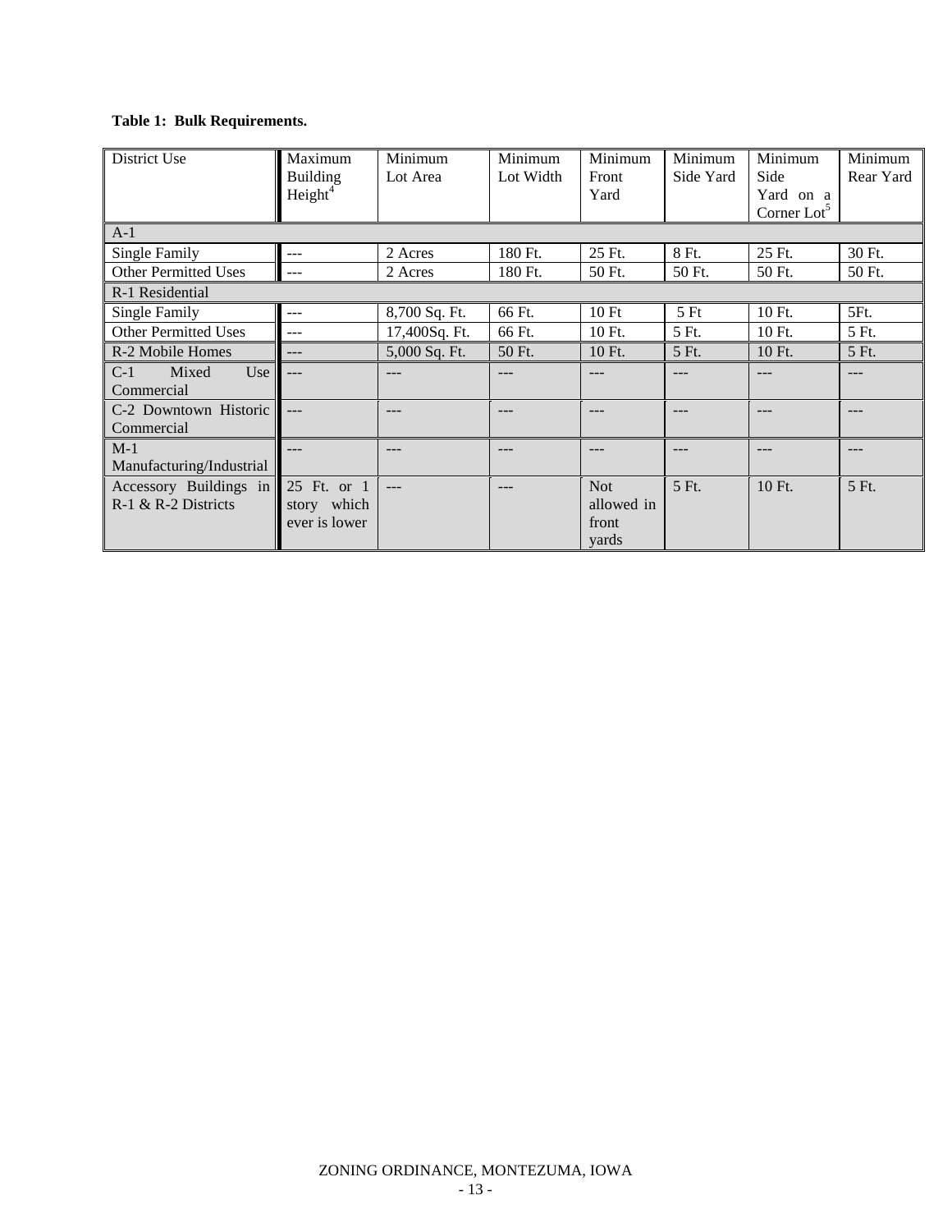**Table 1: Bulk Requirements.**

| District Use | Maximum Building Height[4] | Minimum Lot Area | Minimum Lot Width | Minimum Front Yard | Minimum Side Yard | Minimum Side Yard on a Corner Lot[5] | Minimum Rear Yard |
|---|---|---|---|---|---|---|---|
| A-1 | | | | | | | |
| Single Family | --- | 2 Acres | 180 Ft. | 25 Ft. | 8 Ft. | 25 Ft. | 30 Ft. |
| Other Permitted Uses | --- | 2 Acres | 180 Ft. | 50 Ft. | 50 Ft. | 50 Ft. | 50 Ft. |
| R-1 Residential | | | | | | | |
| Single Family | --- | 8,700 Sq. Ft. | 66 Ft. | 10 Ft | 5 Ft | 10 Ft. | 5Ft. |
| Other Permitted Uses | --- | 17,400Sq. Ft. | 66 Ft. | 10 Ft. | 5 Ft. | 10 Ft. | 5 Ft. |
| R-2 Mobile Homes | --- | 5,000 Sq. Ft. | 50 Ft. | 10 Ft. | 5 Ft. | 10 Ft. | 5 Ft. |
| C-1 Mixed Use Commercial | --- | --- | --- | --- | --- | --- | --- |
| C-2 Downtown Historic Commercial | --- | --- | --- | --- | --- | --- | --- |
| M-1 Manufacturing/Industrial | --- | --- | --- | --- | --- | --- | --- |
| Accessory Buildings in R-1 & R-2 Districts | 25 Ft. or 1 story which ever is lower | --- | --- | Not allowed in front yards | 5 Ft. | 10 Ft. | 5 Ft. |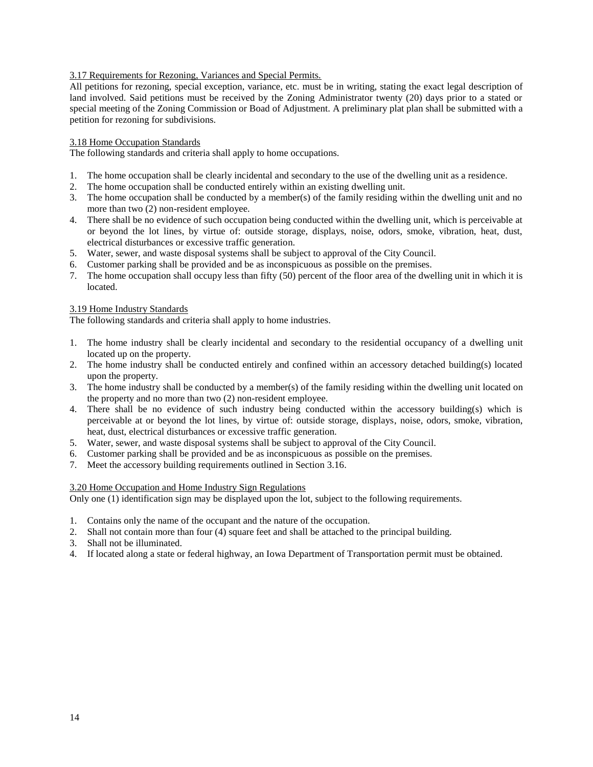### 3.17 Requirements for Rezoning, Variances and Special Permits.

All petitions for rezoning, special exception, variance, etc. must be in writing, stating the exact legal description of land involved. Said petitions must be received by the Zoning Administrator twenty (20) days prior to a stated or special meeting of the Zoning Commission or Boad of Adjustment. A preliminary plat plan shall be submitted with a petition for rezoning for subdivisions.

### 3.18 Home Occupation Standards

The following standards and criteria shall apply to home occupations.

1. The home occupation shall be clearly incidental and secondary to the use of the dwelling unit as a residence.
2. The home occupation shall be conducted entirely within an existing dwelling unit.
3. The home occupation shall be conducted by a member(s) of the family residing within the dwelling unit and no more than two (2) non-resident employee.
4. There shall be no evidence of such occupation being conducted within the dwelling unit, which is perceivable at or beyond the lot lines, by virtue of: outside storage, displays, noise, odors, smoke, vibration, heat, dust, electrical disturbances or excessive traffic generation.
5. Water, sewer, and waste disposal systems shall be subject to approval of the City Council.
6. Customer parking shall be provided and be as inconspicuous as possible on the premises.
7. The home occupation shall occupy less than fifty (50) percent of the floor area of the dwelling unit in which it is located.

### 3.19 Home Industry Standards

The following standards and criteria shall apply to home industries.

1. The home industry shall be clearly incidental and secondary to the residential occupancy of a dwelling unit located up on the property.
2. The home industry shall be conducted entirely and confined within an accessory detached building(s) located upon the property.
3. The home industry shall be conducted by a member(s) of the family residing within the dwelling unit located on the property and no more than two (2) non-resident employee.
4. There shall be no evidence of such industry being conducted within the accessory building(s) which is perceivable at or beyond the lot lines, by virtue of: outside storage, displays, noise, odors, smoke, vibration, heat, dust, electrical disturbances or excessive traffic generation.
5. Water, sewer, and waste disposal systems shall be subject to approval of the City Council.
6. Customer parking shall be provided and be as inconspicuous as possible on the premises.
7. Meet the accessory building requirements outlined in Section 3.16.

### 3.20 Home Occupation and Home Industry Sign Regulations

Only one (1) identification sign may be displayed upon the lot, subject to the following requirements.

1. Contains only the name of the occupant and the nature of the occupation.
2. Shall not contain more than four (4) square feet and shall be attached to the principal building.
3. Shall not be illuminated.
4. If located along a state or federal highway, an Iowa Department of Transportation permit must be obtained.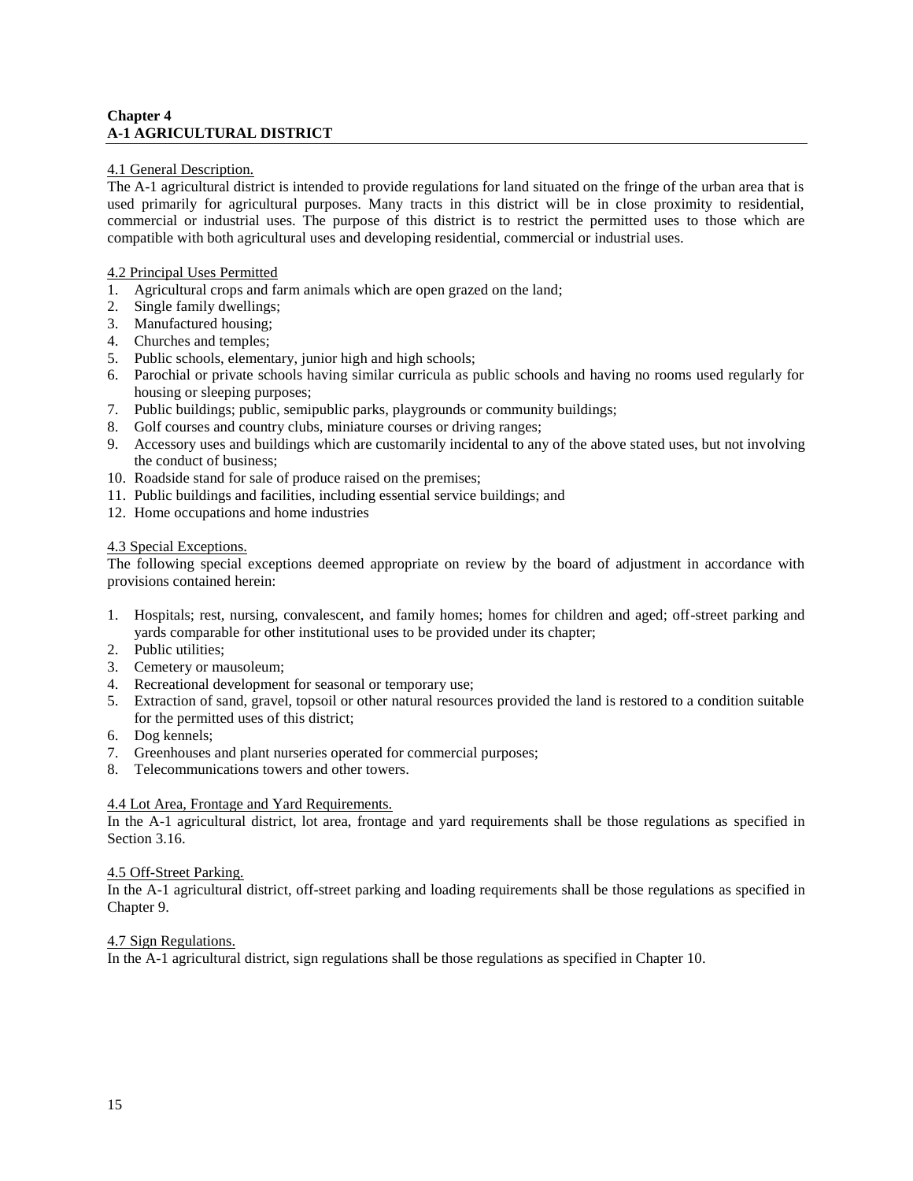# Chapter 4
# A-1 AGRICULTURAL DISTRICT

4.1 General Description.

The A-1 agricultural district is intended to provide regulations for land situated on the fringe of the urban area that is used primarily for agricultural purposes. Many tracts in this district will be in close proximity to residential, commercial or industrial uses. The purpose of this district is to restrict the permitted uses to those which are compatible with both agricultural uses and developing residential, commercial or industrial uses.

4.2 Principal Uses Permitted

1. Agricultural crops and farm animals which are open grazed on the land;
2. Single family dwellings;
3. Manufactured housing;
4. Churches and temples;
5. Public schools, elementary, junior high and high schools;
6. Parochial or private schools having similar curricula as public schools and having no rooms used regularly for housing or sleeping purposes;
7. Public buildings; public, semipublic parks, playgrounds or community buildings;
8. Golf courses and country clubs, miniature courses or driving ranges;
9. Accessory uses and buildings which are customarily incidental to any of the above stated uses, but not involving the conduct of business;
10. Roadside stand for sale of produce raised on the premises;
11. Public buildings and facilities, including essential service buildings; and
12. Home occupations and home industries

4.3 Special Exceptions.

The following special exceptions deemed appropriate on review by the board of adjustment in accordance with provisions contained herein:

1. Hospitals; rest, nursing, convalescent, and family homes; homes for children and aged; off-street parking and yards comparable for other institutional uses to be provided under its chapter;
2. Public utilities;
3. Cemetery or mausoleum;
4. Recreational development for seasonal or temporary use;
5. Extraction of sand, gravel, topsoil or other natural resources provided the land is restored to a condition suitable for the permitted uses of this district;
6. Dog kennels;
7. Greenhouses and plant nurseries operated for commercial purposes;
8. Telecommunications towers and other towers.

4.4 Lot Area, Frontage and Yard Requirements.

In the A-1 agricultural district, lot area, frontage and yard requirements shall be those regulations as specified in Section 3.16.

4.5 Off-Street Parking.

In the A-1 agricultural district, off-street parking and loading requirements shall be those regulations as specified in Chapter 9.

4.7 Sign Regulations.

In the A-1 agricultural district, sign regulations shall be those regulations as specified in Chapter 10.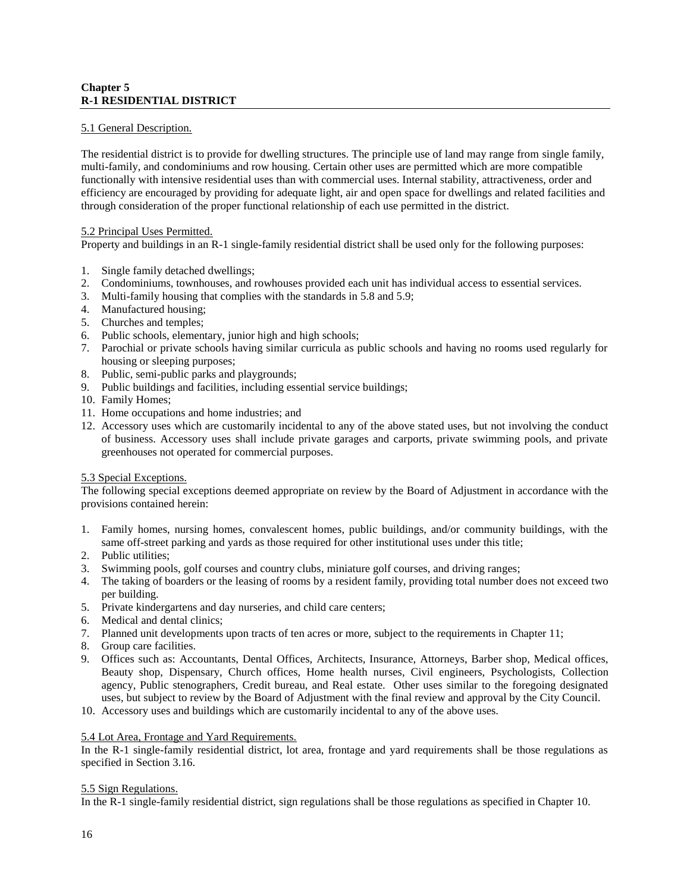## Chapter 5
## R-1 RESIDENTIAL DISTRICT

5.1 General Description.

The residential district is to provide for dwelling structures. The principle use of land may range from single family, multi-family, and condominiums and row housing. Certain other uses are permitted which are more compatible functionally with intensive residential uses than with commercial uses. Internal stability, attractiveness, order and efficiency are encouraged by providing for adequate light, air and open space for dwellings and related facilities and through consideration of the proper functional relationship of each use permitted in the district.

5.2 Principal Uses Permitted.

Property and buildings in an R-1 single-family residential district shall be used only for the following purposes:

1. Single family detached dwellings;
2. Condominiums, townhouses, and rowhouses provided each unit has individual access to essential services.
3. Multi-family housing that complies with the standards in 5.8 and 5.9;
4. Manufactured housing;
5. Churches and temples;
6. Public schools, elementary, junior high and high schools;
7. Parochial or private schools having similar curricula as public schools and having no rooms used regularly for housing or sleeping purposes;
8. Public, semi-public parks and playgrounds;
9. Public buildings and facilities, including essential service buildings;
10. Family Homes;
11. Home occupations and home industries; and
12. Accessory uses which are customarily incidental to any of the above stated uses, but not involving the conduct of business. Accessory uses shall include private garages and carports, private swimming pools, and private greenhouses not operated for commercial purposes.

5.3 Special Exceptions.

The following special exceptions deemed appropriate on review by the Board of Adjustment in accordance with the provisions contained herein:

1. Family homes, nursing homes, convalescent homes, public buildings, and/or community buildings, with the same off-street parking and yards as those required for other institutional uses under this title;
2. Public utilities;
3. Swimming pools, golf courses and country clubs, miniature golf courses, and driving ranges;
4. The taking of boarders or the leasing of rooms by a resident family, providing total number does not exceed two per building.
5. Private kindergartens and day nurseries, and child care centers;
6. Medical and dental clinics;
7. Planned unit developments upon tracts of ten acres or more, subject to the requirements in Chapter 11;
8. Group care facilities.
9. Offices such as: Accountants, Dental Offices, Architects, Insurance, Attorneys, Barber shop, Medical offices, Beauty shop, Dispensary, Church offices, Home health nurses, Civil engineers, Psychologists, Collection agency, Public stenographers, Credit bureau, and Real estate. Other uses similar to the foregoing designated uses, but subject to review by the Board of Adjustment with the final review and approval by the City Council.
10. Accessory uses and buildings which are customarily incidental to any of the above uses.

5.4 Lot Area, Frontage and Yard Requirements.

In the R-1 single-family residential district, lot area, frontage and yard requirements shall be those regulations as specified in Section 3.16.

5.5 Sign Regulations.

In the R-1 single-family residential district, sign regulations shall be those regulations as specified in Chapter 10.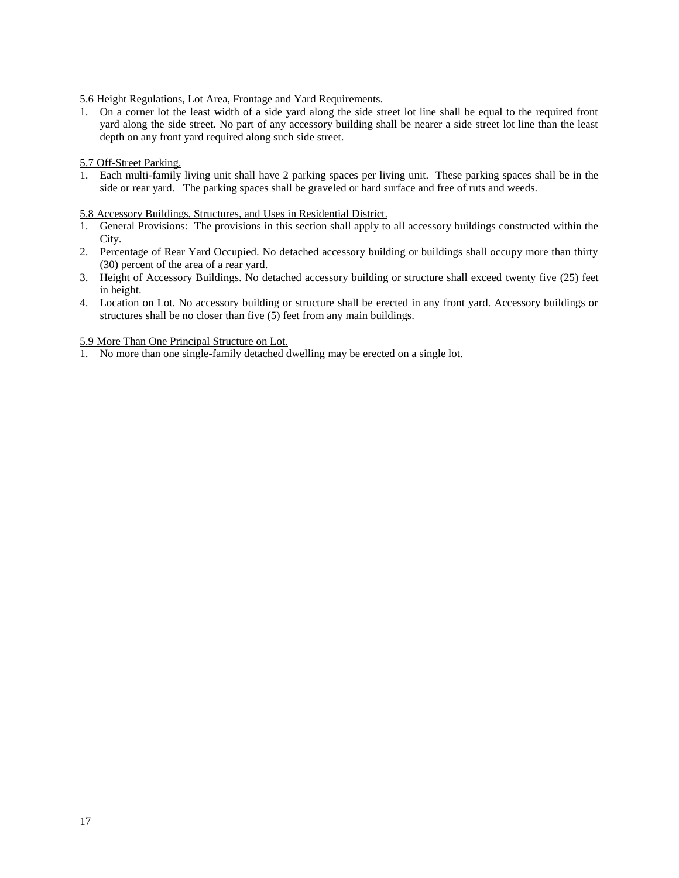5.6 Height Regulations, Lot Area, Frontage and Yard Requirements.

1. On a corner lot the least width of a side yard along the side street lot line shall be equal to the required front yard along the side street. No part of any accessory building shall be nearer a side street lot line than the least depth on any front yard required along such side street.

5.7 Off-Street Parking.

1. Each multi-family living unit shall have 2 parking spaces per living unit. These parking spaces shall be in the side or rear yard. The parking spaces shall be graveled or hard surface and free of ruts and weeds.

5.8 Accessory Buildings, Structures, and Uses in Residential District.

1. General Provisions: The provisions in this section shall apply to all accessory buildings constructed within the City.
2. Percentage of Rear Yard Occupied. No detached accessory building or buildings shall occupy more than thirty (30) percent of the area of a rear yard.
3. Height of Accessory Buildings. No detached accessory building or structure shall exceed twenty five (25) feet in height.
4. Location on Lot. No accessory building or structure shall be erected in any front yard. Accessory buildings or structures shall be no closer than five (5) feet from any main buildings.

5.9 More Than One Principal Structure on Lot.

1. No more than one single-family detached dwelling may be erected on a single lot.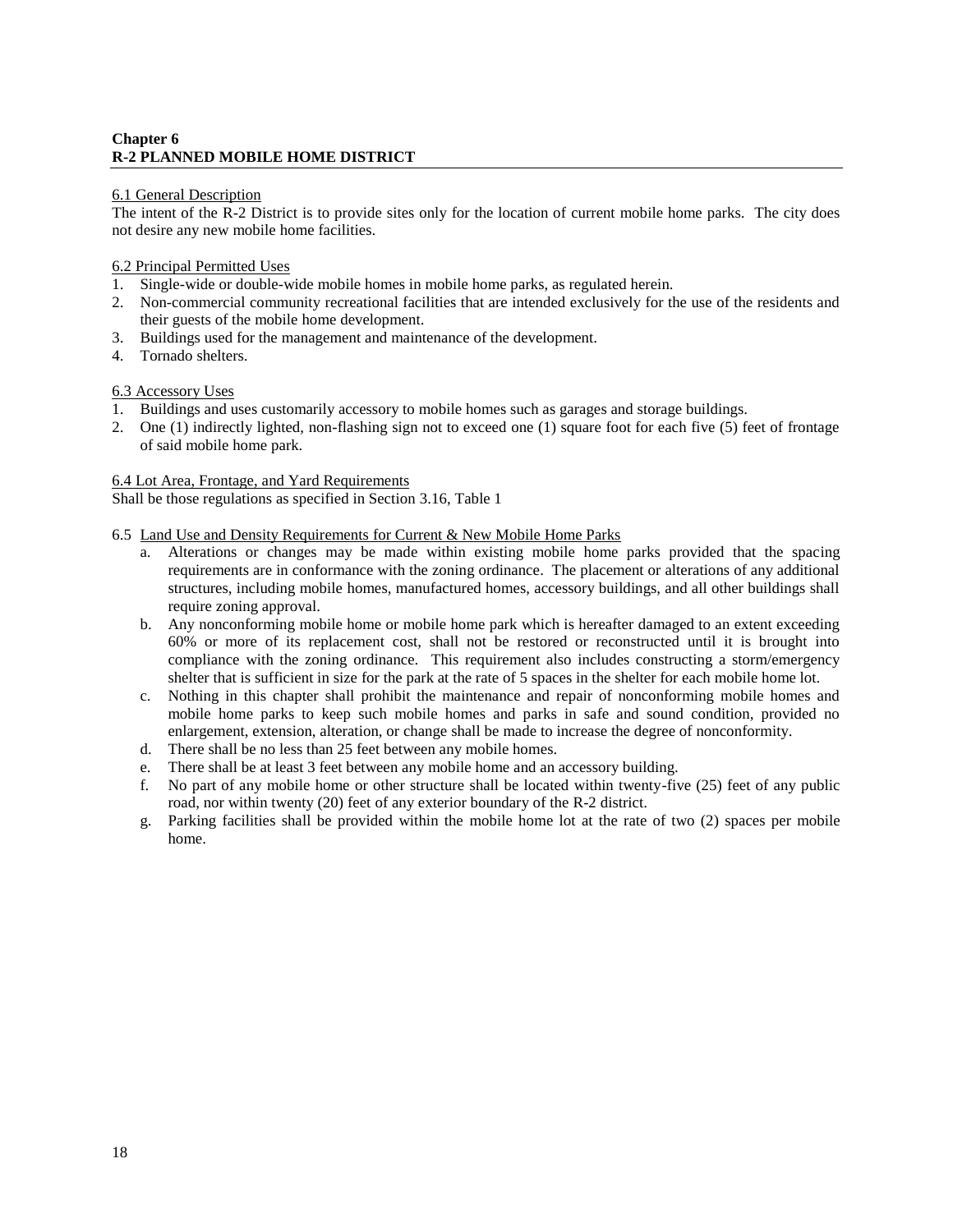# Chapter 6
# R-2 PLANNED MOBILE HOME DISTRICT

## 6.1 General Description

The intent of the R-2 District is to provide sites only for the location of current mobile home parks. The city does not desire any new mobile home facilities.

## 6.2 Principal Permitted Uses

1. Single-wide or double-wide mobile homes in mobile home parks, as regulated herein.
2. Non-commercial community recreational facilities that are intended exclusively for the use of the residents and their guests of the mobile home development.
3. Buildings used for the management and maintenance of the development.
4. Tornado shelters.

## 6.3 Accessory Uses

1. Buildings and uses customarily accessory to mobile homes such as garages and storage buildings.
2. One (1) indirectly lighted, non-flashing sign not to exceed one (1) square foot for each five (5) feet of frontage of said mobile home park.

## 6.4 Lot Area, Frontage, and Yard Requirements

Shall be those regulations as specified in Section 3.16, Table 1

## 6.5 Land Use and Density Requirements for Current & New Mobile Home Parks

a. Alterations or changes may be made within existing mobile home parks provided that the spacing requirements are in conformance with the zoning ordinance. The placement or alterations of any additional structures, including mobile homes, manufactured homes, accessory buildings, and all other buildings shall require zoning approval.

b. Any nonconforming mobile home or mobile home park which is hereafter damaged to an extent exceeding 60% or more of its replacement cost, shall not be restored or reconstructed until it is brought into compliance with the zoning ordinance. This requirement also includes constructing a storm/emergency shelter that is sufficient in size for the park at the rate of 5 spaces in the shelter for each mobile home lot.

c. Nothing in this chapter shall prohibit the maintenance and repair of nonconforming mobile homes and mobile home parks to keep such mobile homes and parks in safe and sound condition, provided no enlargement, extension, alteration, or change shall be made to increase the degree of nonconformity.

d. There shall be no less than 25 feet between any mobile homes.

e. There shall be at least 3 feet between any mobile home and an accessory building.

f. No part of any mobile home or other structure shall be located within twenty-five (25) feet of any public road, nor within twenty (20) feet of any exterior boundary of the R-2 district.

g. Parking facilities shall be provided within the mobile home lot at the rate of two (2) spaces per mobile home.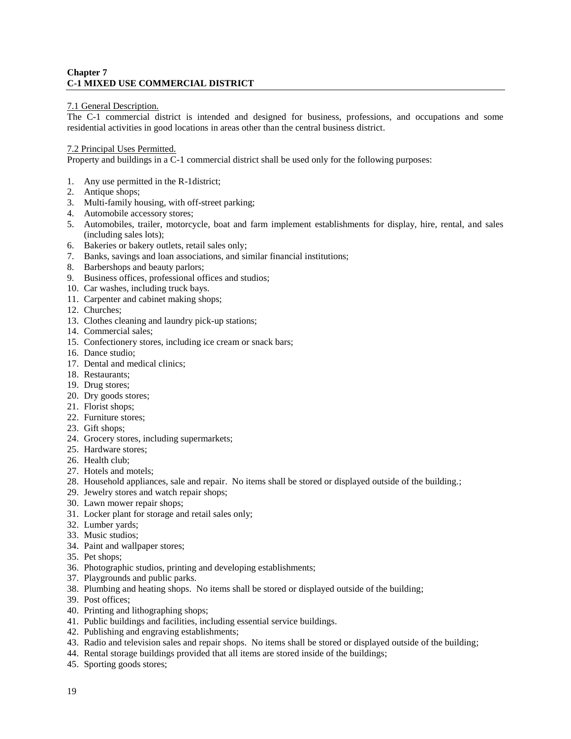# Chapter 7
# C-1 MIXED USE COMMERCIAL DISTRICT

7.1 General Description.

The C-1 commercial district is intended and designed for business, professions, and occupations and some residential activities in good locations in areas other than the central business district.

7.2 Principal Uses Permitted.

Property and buildings in a C-1 commercial district shall be used only for the following purposes:

1. Any use permitted in the R-1district;
2. Antique shops;
3. Multi-family housing, with off-street parking;
4. Automobile accessory stores;
5. Automobiles, trailer, motorcycle, boat and farm implement establishments for display, hire, rental, and sales (including sales lots);
6. Bakeries or bakery outlets, retail sales only;
7. Banks, savings and loan associations, and similar financial institutions;
8. Barbershops and beauty parlors;
9. Business offices, professional offices and studios;
10. Car washes, including truck bays.
11. Carpenter and cabinet making shops;
12. Churches;
13. Clothes cleaning and laundry pick-up stations;
14. Commercial sales;
15. Confectionery stores, including ice cream or snack bars;
16. Dance studio;
17. Dental and medical clinics;
18. Restaurants;
19. Drug stores;
20. Dry goods stores;
21. Florist shops;
22. Furniture stores;
23. Gift shops;
24. Grocery stores, including supermarkets;
25. Hardware stores;
26. Health club;
27. Hotels and motels;
28. Household appliances, sale and repair. No items shall be stored or displayed outside of the building.;
29. Jewelry stores and watch repair shops;
30. Lawn mower repair shops;
31. Locker plant for storage and retail sales only;
32. Lumber yards;
33. Music studios;
34. Paint and wallpaper stores;
35. Pet shops;
36. Photographic studios, printing and developing establishments;
37. Playgrounds and public parks.
38. Plumbing and heating shops. No items shall be stored or displayed outside of the building;
39. Post offices;
40. Printing and lithographing shops;
41. Public buildings and facilities, including essential service buildings.
42. Publishing and engraving establishments;
43. Radio and television sales and repair shops. No items shall be stored or displayed outside of the building;
44. Rental storage buildings provided that all items are stored inside of the buildings;
45. Sporting goods stores;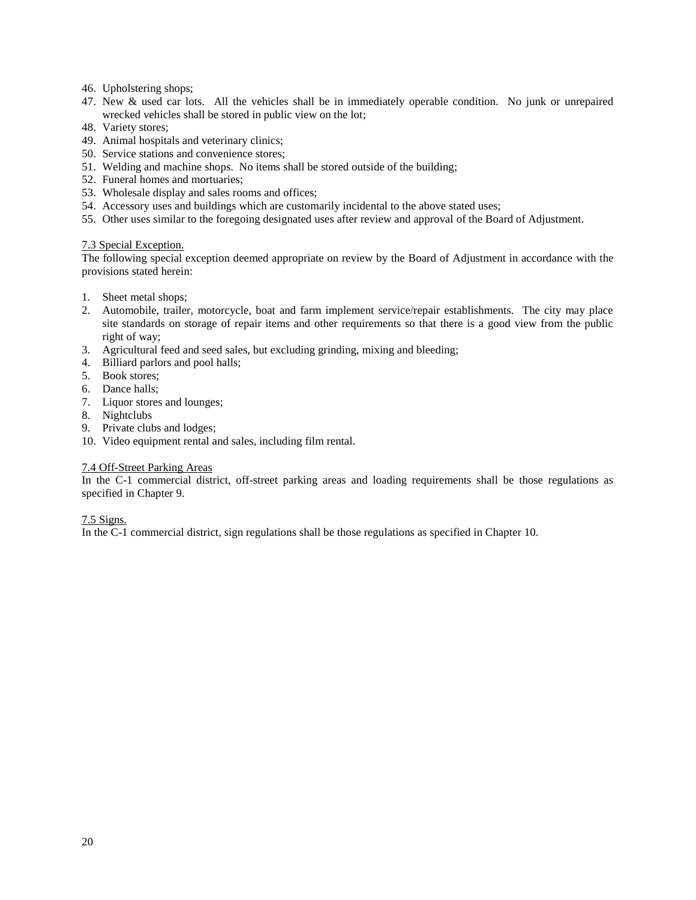46. Upholstering shops;
47. New & used car lots. All the vehicles shall be in immediately operable condition. No junk or unrepaired wrecked vehicles shall be stored in public view on the lot;
48. Variety stores;
49. Animal hospitals and veterinary clinics;
50. Service stations and convenience stores;
51. Welding and machine shops. No items shall be stored outside of the building;
52. Funeral homes and mortuaries;
53. Wholesale display and sales rooms and offices;
54. Accessory uses and buildings which are customarily incidental to the above stated uses;
55. Other uses similar to the foregoing designated uses after review and approval of the Board of Adjustment.

<u>7.3 Special Exception.</u>
The following special exception deemed appropriate on review by the Board of Adjustment in accordance with the provisions stated herein:

1. Sheet metal shops;
2. Automobile, trailer, motorcycle, boat and farm implement service/repair establishments. The city may place site standards on storage of repair items and other requirements so that there is a good view from the public right of way;
3. Agricultural feed and seed sales, but excluding grinding, mixing and bleeding;
4. Billiard parlors and pool halls;
5. Book stores;
6. Dance halls;
7. Liquor stores and lounges;
8. Nightclubs
9. Private clubs and lodges;
10. Video equipment rental and sales, including film rental.

<u>7.4 Off-Street Parking Areas</u>
In the C-1 commercial district, off-street parking areas and loading requirements shall be those regulations as specified in Chapter 9.

<u>7.5 Signs.</u>
In the C-1 commercial district, sign regulations shall be those regulations as specified in Chapter 10.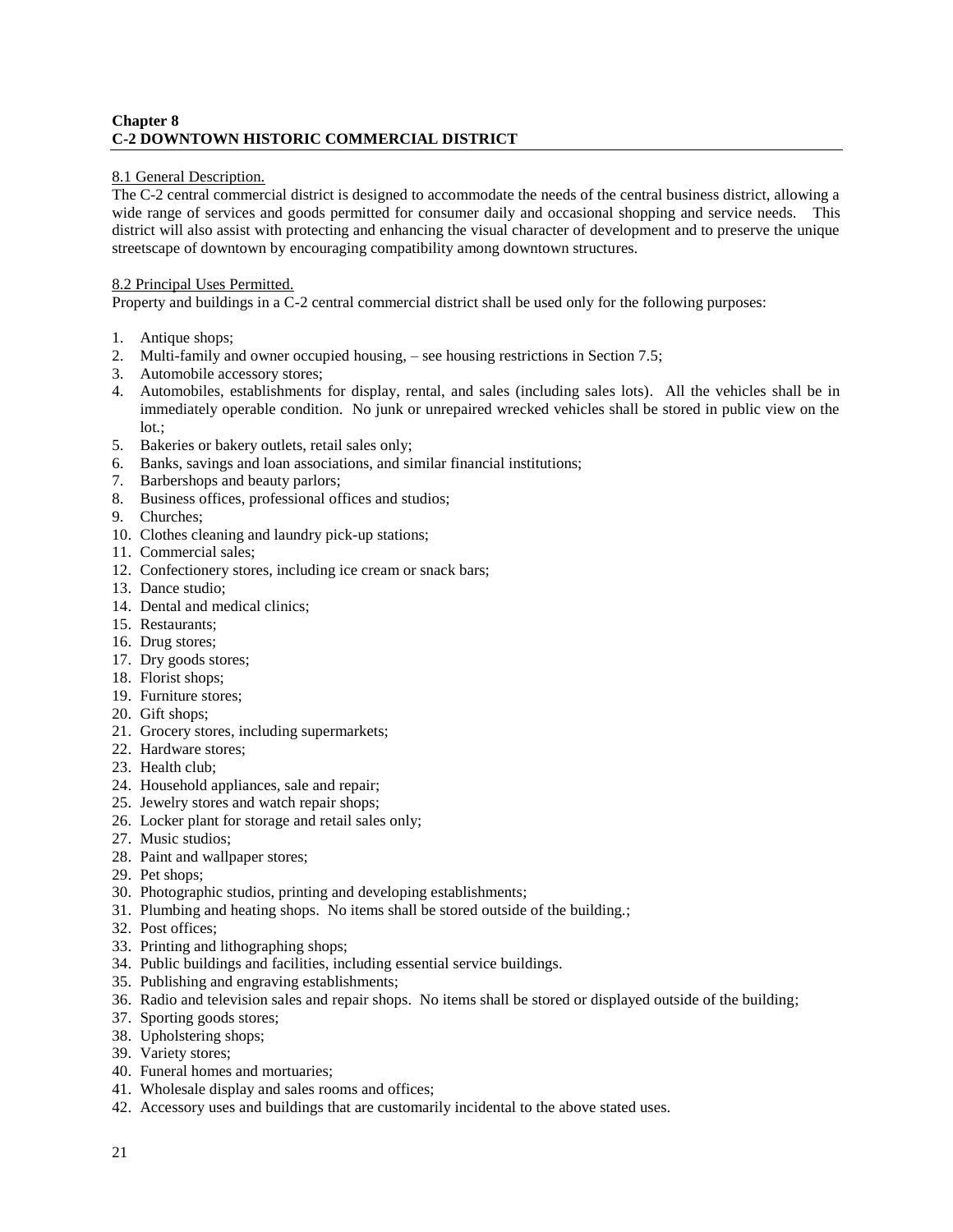## Chapter 8
## C-2 DOWNTOWN HISTORIC COMMERCIAL DISTRICT

8.1 General Description.

The C-2 central commercial district is designed to accommodate the needs of the central business district, allowing a wide range of services and goods permitted for consumer daily and occasional shopping and service needs. This district will also assist with protecting and enhancing the visual character of development and to preserve the unique streetscape of downtown by encouraging compatibility among downtown structures.

8.2 Principal Uses Permitted.

Property and buildings in a C-2 central commercial district shall be used only for the following purposes:

1. Antique shops;
2. Multi-family and owner occupied housing, – see housing restrictions in Section 7.5;
3. Automobile accessory stores;
4. Automobiles, establishments for display, rental, and sales (including sales lots). All the vehicles shall be in immediately operable condition. No junk or unrepaired wrecked vehicles shall be stored in public view on the lot.;
5. Bakeries or bakery outlets, retail sales only;
6. Banks, savings and loan associations, and similar financial institutions;
7. Barbershops and beauty parlors;
8. Business offices, professional offices and studios;
9. Churches;
10. Clothes cleaning and laundry pick-up stations;
11. Commercial sales;
12. Confectionery stores, including ice cream or snack bars;
13. Dance studio;
14. Dental and medical clinics;
15. Restaurants;
16. Drug stores;
17. Dry goods stores;
18. Florist shops;
19. Furniture stores;
20. Gift shops;
21. Grocery stores, including supermarkets;
22. Hardware stores;
23. Health club;
24. Household appliances, sale and repair;
25. Jewelry stores and watch repair shops;
26. Locker plant for storage and retail sales only;
27. Music studios;
28. Paint and wallpaper stores;
29. Pet shops;
30. Photographic studios, printing and developing establishments;
31. Plumbing and heating shops. No items shall be stored outside of the building.;
32. Post offices;
33. Printing and lithographing shops;
34. Public buildings and facilities, including essential service buildings.
35. Publishing and engraving establishments;
36. Radio and television sales and repair shops. No items shall be stored or displayed outside of the building;
37. Sporting goods stores;
38. Upholstering shops;
39. Variety stores;
40. Funeral homes and mortuaries;
41. Wholesale display and sales rooms and offices;
42. Accessory uses and buildings that are customarily incidental to the above stated uses.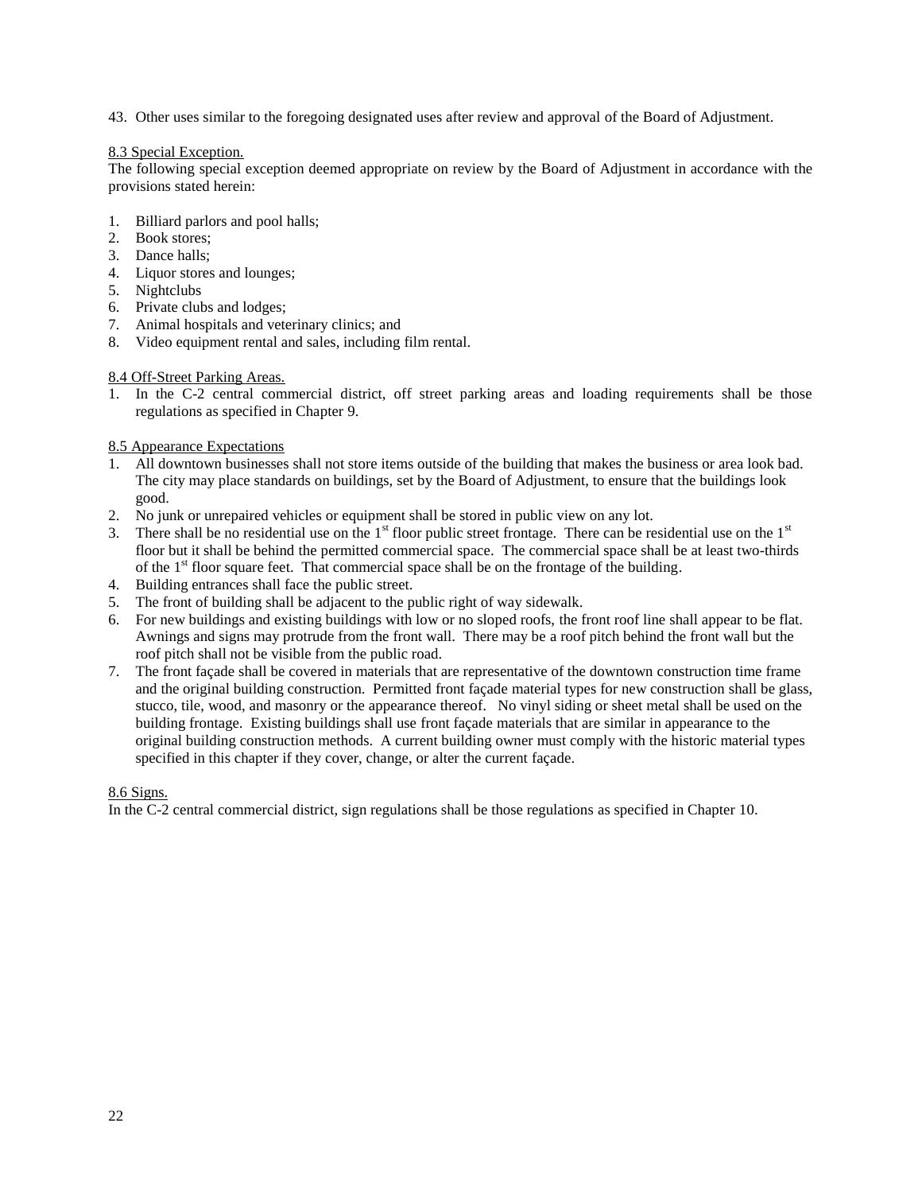43. Other uses similar to the foregoing designated uses after review and approval of the Board of Adjustment.

<u>8.3 Special Exception.</u>

The following special exception deemed appropriate on review by the Board of Adjustment in accordance with the provisions stated herein:

1. Billiard parlors and pool halls;
2. Book stores;
3. Dance halls;
4. Liquor stores and lounges;
5. Nightclubs
6. Private clubs and lodges;
7. Animal hospitals and veterinary clinics; and
8. Video equipment rental and sales, including film rental.

<u>8.4 Off-Street Parking Areas.</u>

1. In the C-2 central commercial district, off street parking areas and loading requirements shall be those regulations as specified in Chapter 9.

<u>8.5 Appearance Expectations</u>

1. All downtown businesses shall not store items outside of the building that makes the business or area look bad. The city may place standards on buildings, set by the Board of Adjustment, to ensure that the buildings look good.
2. No junk or unrepaired vehicles or equipment shall be stored in public view on any lot.
3. There shall be no residential use on the 1st floor public street frontage. There can be residential use on the 1st floor but it shall be behind the permitted commercial space. The commercial space shall be at least two-thirds of the 1st floor square feet. That commercial space shall be on the frontage of the building.
4. Building entrances shall face the public street.
5. The front of building shall be adjacent to the public right of way sidewalk.
6. For new buildings and existing buildings with low or no sloped roofs, the front roof line shall appear to be flat. Awnings and signs may protrude from the front wall. There may be a roof pitch behind the front wall but the roof pitch shall not be visible from the public road.
7. The front façade shall be covered in materials that are representative of the downtown construction time frame and the original building construction. Permitted front façade material types for new construction shall be glass, stucco, tile, wood, and masonry or the appearance thereof. No vinyl siding or sheet metal shall be used on the building frontage. Existing buildings shall use front façade materials that are similar in appearance to the original building construction methods. A current building owner must comply with the historic material types specified in this chapter if they cover, change, or alter the current façade.

<u>8.6 Signs.</u>

In the C-2 central commercial district, sign regulations shall be those regulations as specified in Chapter 10.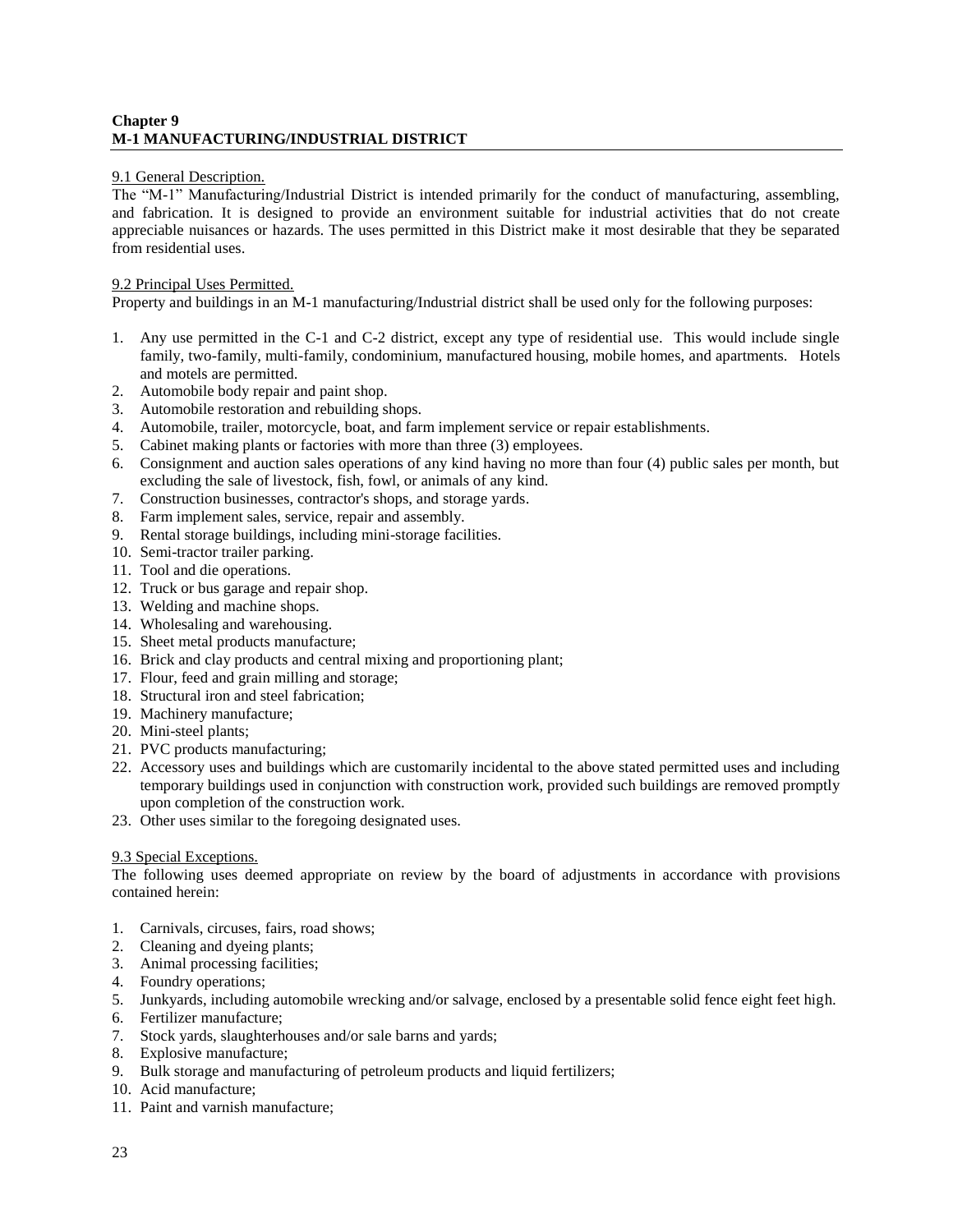## Chapter 9
## M-1 MANUFACTURING/INDUSTRIAL DISTRICT

9.1 General Description.
The "M-1" Manufacturing/Industrial District is intended primarily for the conduct of manufacturing, assembling, and fabrication. It is designed to provide an environment suitable for industrial activities that do not create appreciable nuisances or hazards. The uses permitted in this District make it most desirable that they be separated from residential uses.

9.2 Principal Uses Permitted.
Property and buildings in an M-1 manufacturing/Industrial district shall be used only for the following purposes:

1. Any use permitted in the C-1 and C-2 district, except any type of residential use. This would include single family, two-family, multi-family, condominium, manufactured housing, mobile homes, and apartments. Hotels and motels are permitted.
2. Automobile body repair and paint shop.
3. Automobile restoration and rebuilding shops.
4. Automobile, trailer, motorcycle, boat, and farm implement service or repair establishments.
5. Cabinet making plants or factories with more than three (3) employees.
6. Consignment and auction sales operations of any kind having no more than four (4) public sales per month, but excluding the sale of livestock, fish, fowl, or animals of any kind.
7. Construction businesses, contractor's shops, and storage yards.
8. Farm implement sales, service, repair and assembly.
9. Rental storage buildings, including mini-storage facilities.
10. Semi-tractor trailer parking.
11. Tool and die operations.
12. Truck or bus garage and repair shop.
13. Welding and machine shops.
14. Wholesaling and warehousing.
15. Sheet metal products manufacture;
16. Brick and clay products and central mixing and proportioning plant;
17. Flour, feed and grain milling and storage;
18. Structural iron and steel fabrication;
19. Machinery manufacture;
20. Mini-steel plants;
21. PVC products manufacturing;
22. Accessory uses and buildings which are customarily incidental to the above stated permitted uses and including temporary buildings used in conjunction with construction work, provided such buildings are removed promptly upon completion of the construction work.
23. Other uses similar to the foregoing designated uses.

9.3 Special Exceptions.
The following uses deemed appropriate on review by the board of adjustments in accordance with provisions contained herein:

1. Carnivals, circuses, fairs, road shows;
2. Cleaning and dyeing plants;
3. Animal processing facilities;
4. Foundry operations;
5. Junkyards, including automobile wrecking and/or salvage, enclosed by a presentable solid fence eight feet high.
6. Fertilizer manufacture;
7. Stock yards, slaughterhouses and/or sale barns and yards;
8. Explosive manufacture;
9. Bulk storage and manufacturing of petroleum products and liquid fertilizers;
10. Acid manufacture;
11. Paint and varnish manufacture;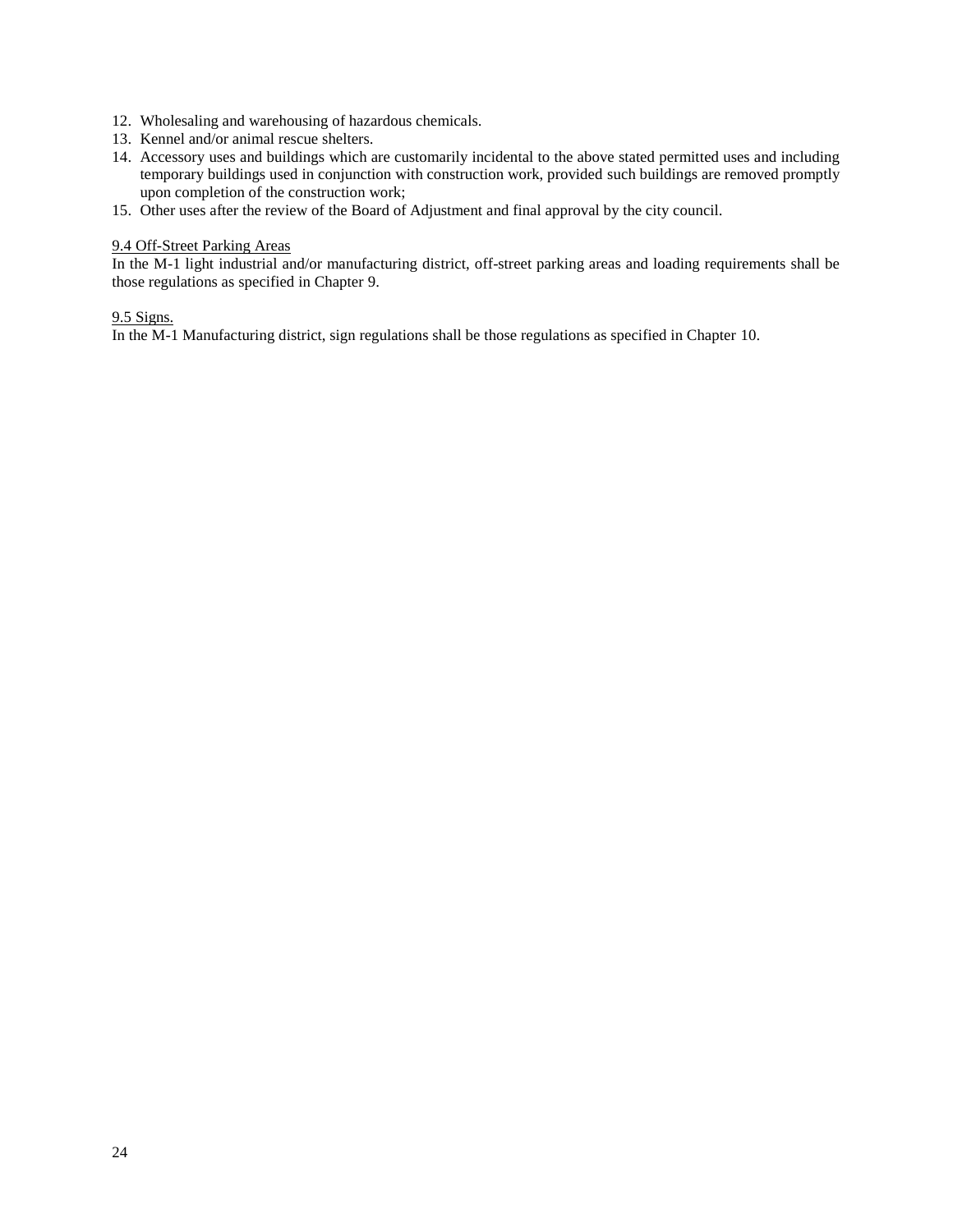12. Wholesaling and warehousing of hazardous chemicals.
13. Kennel and/or animal rescue shelters.
14. Accessory uses and buildings which are customarily incidental to the above stated permitted uses and including temporary buildings used in conjunction with construction work, provided such buildings are removed promptly upon completion of the construction work;
15. Other uses after the review of the Board of Adjustment and final approval by the city council.

<u>9.4 Off-Street Parking Areas</u>

In the M-1 light industrial and/or manufacturing district, off-street parking areas and loading requirements shall be those regulations as specified in Chapter 9.

<u>9.5 Signs.</u>

In the M-1 Manufacturing district, sign regulations shall be those regulations as specified in Chapter 10.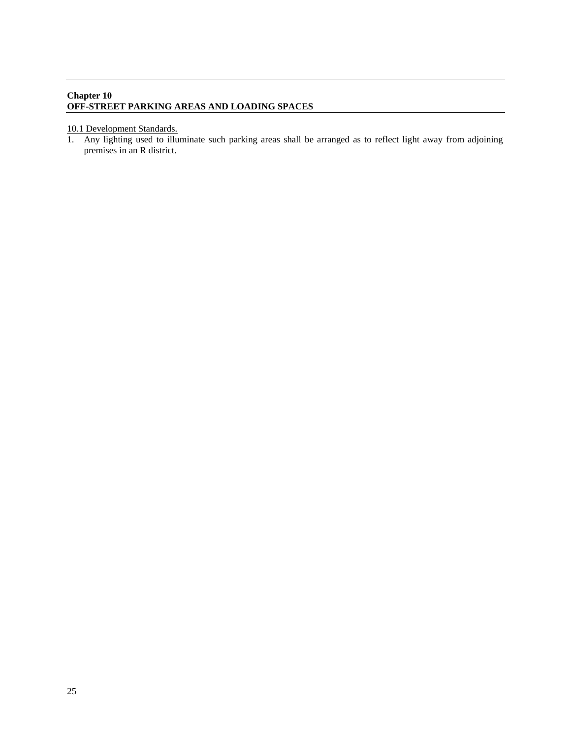## Chapter 10
## OFF-STREET PARKING AREAS AND LOADING SPACES

<u>10.1 Development Standards.</u>

1. Any lighting used to illuminate such parking areas shall be arranged as to reflect light away from adjoining premises in an R district.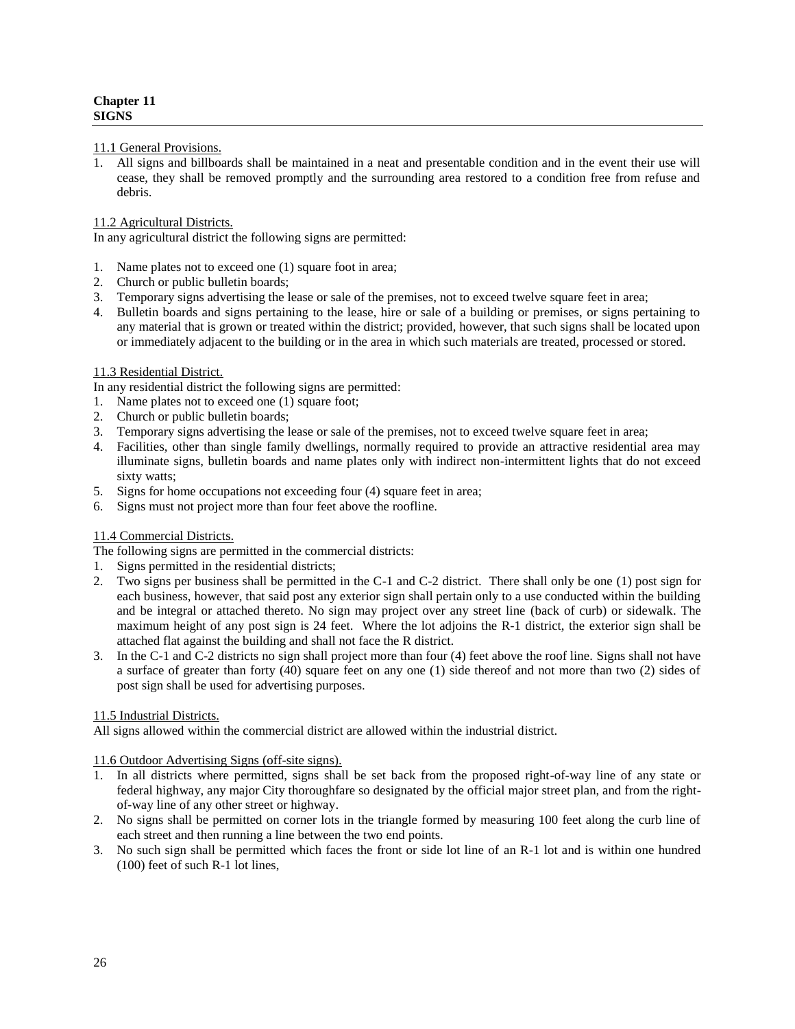**Chapter 11**
**SIGNS**

11.1 General Provisions.

1. All signs and billboards shall be maintained in a neat and presentable condition and in the event their use will cease, they shall be removed promptly and the surrounding area restored to a condition free from refuse and debris.

11.2 Agricultural Districts.

In any agricultural district the following signs are permitted:

1. Name plates not to exceed one (1) square foot in area;
2. Church or public bulletin boards;
3. Temporary signs advertising the lease or sale of the premises, not to exceed twelve square feet in area;
4. Bulletin boards and signs pertaining to the lease, hire or sale of a building or premises, or signs pertaining to any material that is grown or treated within the district; provided, however, that such signs shall be located upon or immediately adjacent to the building or in the area in which such materials are treated, processed or stored.

11.3 Residential District.

In any residential district the following signs are permitted:

1. Name plates not to exceed one (1) square foot;
2. Church or public bulletin boards;
3. Temporary signs advertising the lease or sale of the premises, not to exceed twelve square feet in area;
4. Facilities, other than single family dwellings, normally required to provide an attractive residential area may illuminate signs, bulletin boards and name plates only with indirect non-intermittent lights that do not exceed sixty watts;
5. Signs for home occupations not exceeding four (4) square feet in area;
6. Signs must not project more than four feet above the roofline.

11.4 Commercial Districts.

The following signs are permitted in the commercial districts:

1. Signs permitted in the residential districts;
2. Two signs per business shall be permitted in the C-1 and C-2 district. There shall only be one (1) post sign for each business, however, that said post any exterior sign shall pertain only to a use conducted within the building and be integral or attached thereto. No sign may project over any street line (back of curb) or sidewalk. The maximum height of any post sign is 24 feet. Where the lot adjoins the R-1 district, the exterior sign shall be attached flat against the building and shall not face the R district.
3. In the C-1 and C-2 districts no sign shall project more than four (4) feet above the roof line. Signs shall not have a surface of greater than forty (40) square feet on any one (1) side thereof and not more than two (2) sides of post sign shall be used for advertising purposes.

11.5 Industrial Districts.

All signs allowed within the commercial district are allowed within the industrial district.

11.6 Outdoor Advertising Signs (off-site signs).

1. In all districts where permitted, signs shall be set back from the proposed right-of-way line of any state or federal highway, any major City thoroughfare so designated by the official major street plan, and from the right-of-way line of any other street or highway.
2. No signs shall be permitted on corner lots in the triangle formed by measuring 100 feet along the curb line of each street and then running a line between the two end points.
3. No such sign shall be permitted which faces the front or side lot line of an R-1 lot and is within one hundred (100) feet of such R-1 lot lines,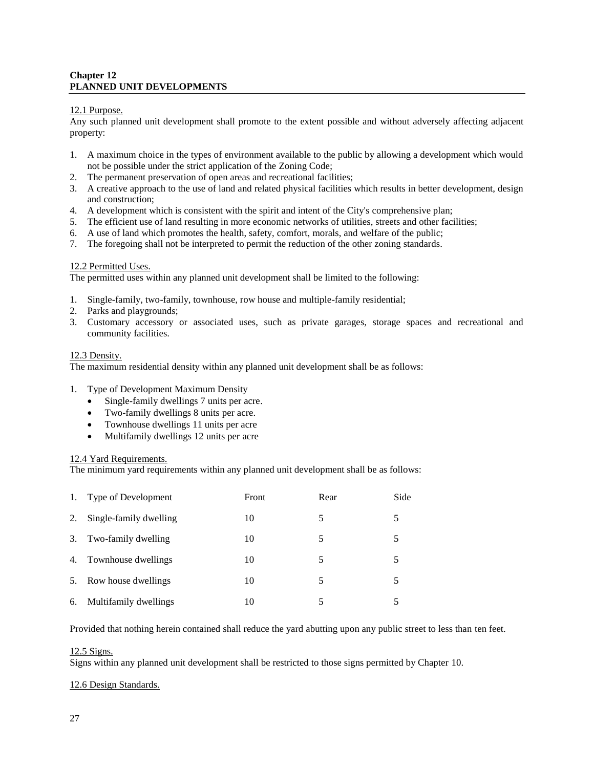**Chapter 12**
**PLANNED UNIT DEVELOPMENTS**

12.1 Purpose.
Any such planned unit development shall promote to the extent possible and without adversely affecting adjacent property:

1. A maximum choice in the types of environment available to the public by allowing a development which would not be possible under the strict application of the Zoning Code;
2. The permanent preservation of open areas and recreational facilities;
3. A creative approach to the use of land and related physical facilities which results in better development, design and construction;
4. A development which is consistent with the spirit and intent of the City's comprehensive plan;
5. The efficient use of land resulting in more economic networks of utilities, streets and other facilities;
6. A use of land which promotes the health, safety, comfort, morals, and welfare of the public;
7. The foregoing shall not be interpreted to permit the reduction of the other zoning standards.

12.2 Permitted Uses.
The permitted uses within any planned unit development shall be limited to the following:

1. Single-family, two-family, townhouse, row house and multiple-family residential;
2. Parks and playgrounds;
3. Customary accessory or associated uses, such as private garages, storage spaces and recreational and community facilities.

12.3 Density.
The maximum residential density within any planned unit development shall be as follows:

1. Type of Development Maximum Density
   - Single-family dwellings 7 units per acre.
   - Two-family dwellings 8 units per acre.
   - Townhouse dwellings 11 units per acre
   - Multifamily dwellings 12 units per acre

12.4 Yard Requirements.
The minimum yard requirements within any planned unit development shall be as follows:

| 1. Type of Development | Front | Rear | Side |
|---|---|---|---|
| 2. Single-family dwelling | 10 | 5 | 5 |
| 3. Two-family dwelling | 10 | 5 | 5 |
| 4. Townhouse dwellings | 10 | 5 | 5 |
| 5. Row house dwellings | 10 | 5 | 5 |
| 6. Multifamily dwellings | 10 | 5 | 5 |

Provided that nothing herein contained shall reduce the yard abutting upon any public street to less than ten feet.

12.5 Signs.
Signs within any planned unit development shall be restricted to those signs permitted by Chapter 10.

12.6 Design Standards.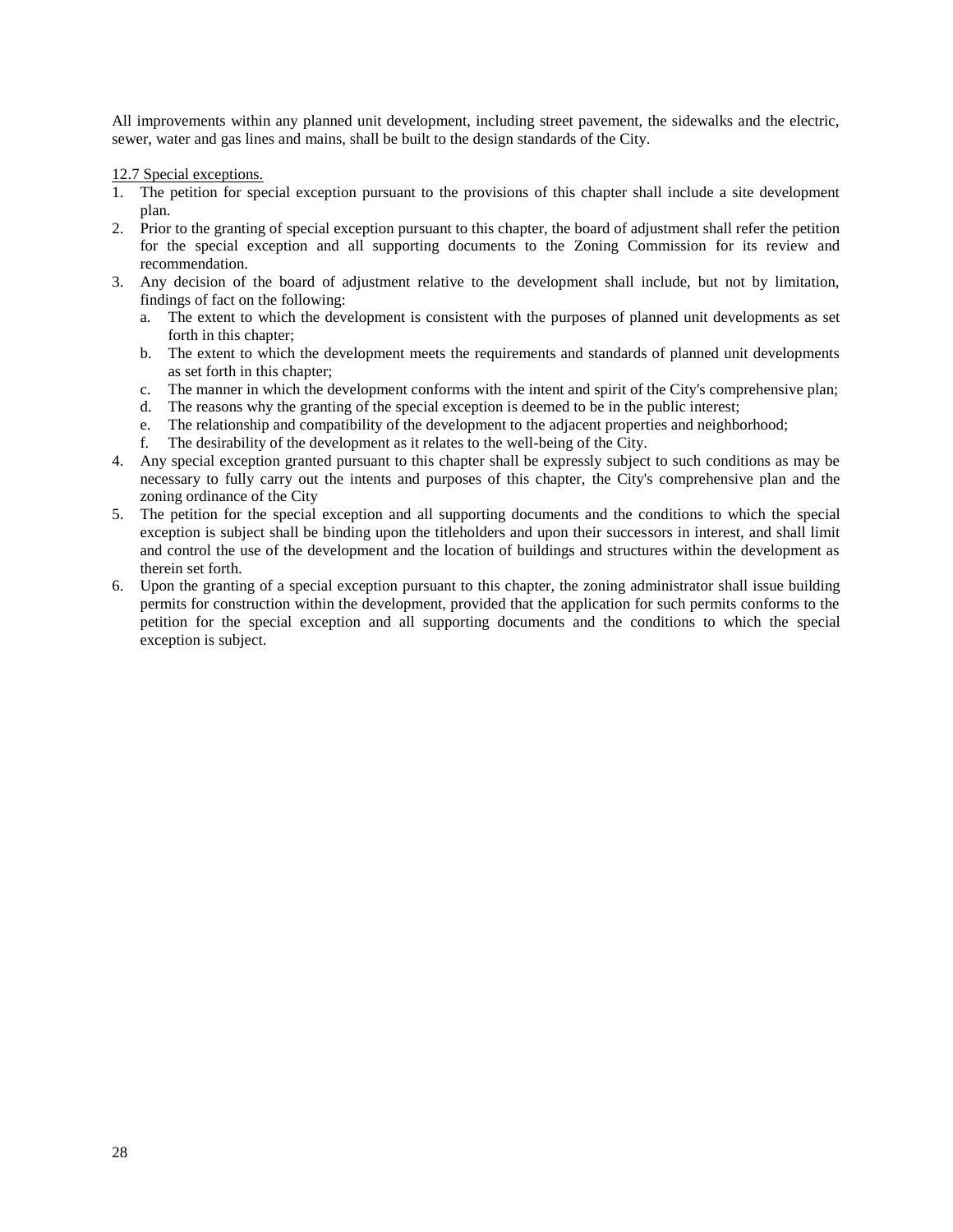All improvements within any planned unit development, including street pavement, the sidewalks and the electric, sewer, water and gas lines and mains, shall be built to the design standards of the City.

12.7 Special exceptions.

1. The petition for special exception pursuant to the provisions of this chapter shall include a site development plan.
2. Prior to the granting of special exception pursuant to this chapter, the board of adjustment shall refer the petition for the special exception and all supporting documents to the Zoning Commission for its review and recommendation.
3. Any decision of the board of adjustment relative to the development shall include, but not by limitation, findings of fact on the following:
   a. The extent to which the development is consistent with the purposes of planned unit developments as set forth in this chapter;
   b. The extent to which the development meets the requirements and standards of planned unit developments as set forth in this chapter;
   c. The manner in which the development conforms with the intent and spirit of the City's comprehensive plan;
   d. The reasons why the granting of the special exception is deemed to be in the public interest;
   e. The relationship and compatibility of the development to the adjacent properties and neighborhood;
   f. The desirability of the development as it relates to the well-being of the City.
4. Any special exception granted pursuant to this chapter shall be expressly subject to such conditions as may be necessary to fully carry out the intents and purposes of this chapter, the City's comprehensive plan and the zoning ordinance of the City
5. The petition for the special exception and all supporting documents and the conditions to which the special exception is subject shall be binding upon the titleholders and upon their successors in interest, and shall limit and control the use of the development and the location of buildings and structures within the development as therein set forth.
6. Upon the granting of a special exception pursuant to this chapter, the zoning administrator shall issue building permits for construction within the development, provided that the application for such permits conforms to the petition for the special exception and all supporting documents and the conditions to which the special exception is subject.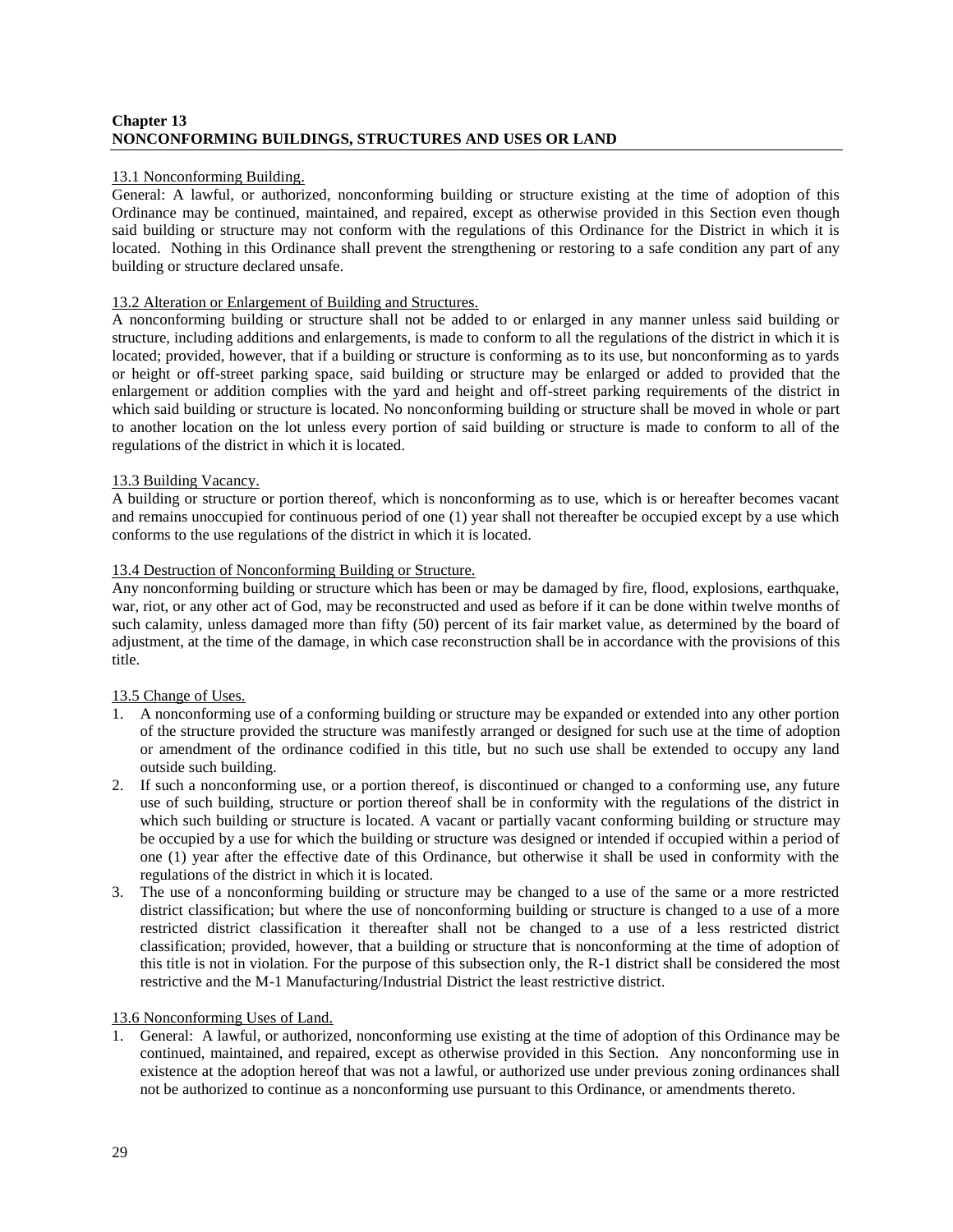## Chapter 13
## NONCONFORMING BUILDINGS, STRUCTURES AND USES OR LAND

13.1 Nonconforming Building.

General: A lawful, or authorized, nonconforming building or structure existing at the time of adoption of this Ordinance may be continued, maintained, and repaired, except as otherwise provided in this Section even though said building or structure may not conform with the regulations of this Ordinance for the District in which it is located. Nothing in this Ordinance shall prevent the strengthening or restoring to a safe condition any part of any building or structure declared unsafe.

13.2 Alteration or Enlargement of Building and Structures.

A nonconforming building or structure shall not be added to or enlarged in any manner unless said building or structure, including additions and enlargements, is made to conform to all the regulations of the district in which it is located; provided, however, that if a building or structure is conforming as to its use, but nonconforming as to yards or height or off-street parking space, said building or structure may be enlarged or added to provided that the enlargement or addition complies with the yard and height and off-street parking requirements of the district in which said building or structure is located. No nonconforming building or structure shall be moved in whole or part to another location on the lot unless every portion of said building or structure is made to conform to all of the regulations of the district in which it is located.

13.3 Building Vacancy.

A building or structure or portion thereof, which is nonconforming as to use, which is or hereafter becomes vacant and remains unoccupied for continuous period of one (1) year shall not thereafter be occupied except by a use which conforms to the use regulations of the district in which it is located.

13.4 Destruction of Nonconforming Building or Structure.

Any nonconforming building or structure which has been or may be damaged by fire, flood, explosions, earthquake, war, riot, or any other act of God, may be reconstructed and used as before if it can be done within twelve months of such calamity, unless damaged more than fifty (50) percent of its fair market value, as determined by the board of adjustment, at the time of the damage, in which case reconstruction shall be in accordance with the provisions of this title.

13.5 Change of Uses.

1. A nonconforming use of a conforming building or structure may be expanded or extended into any other portion of the structure provided the structure was manifestly arranged or designed for such use at the time of adoption or amendment of the ordinance codified in this title, but no such use shall be extended to occupy any land outside such building.
2. If such a nonconforming use, or a portion thereof, is discontinued or changed to a conforming use, any future use of such building, structure or portion thereof shall be in conformity with the regulations of the district in which such building or structure is located. A vacant or partially vacant conforming building or structure may be occupied by a use for which the building or structure was designed or intended if occupied within a period of one (1) year after the effective date of this Ordinance, but otherwise it shall be used in conformity with the regulations of the district in which it is located.
3. The use of a nonconforming building or structure may be changed to a use of the same or a more restricted district classification; but where the use of nonconforming building or structure is changed to a use of a more restricted district classification it thereafter shall not be changed to a use of a less restricted district classification; provided, however, that a building or structure that is nonconforming at the time of adoption of this title is not in violation. For the purpose of this subsection only, the R-1 district shall be considered the most restrictive and the M-1 Manufacturing/Industrial District the least restrictive district.

13.6 Nonconforming Uses of Land.

1. General: A lawful, or authorized, nonconforming use existing at the time of adoption of this Ordinance may be continued, maintained, and repaired, except as otherwise provided in this Section. Any nonconforming use in existence at the adoption hereof that was not a lawful, or authorized use under previous zoning ordinances shall not be authorized to continue as a nonconforming use pursuant to this Ordinance, or amendments thereto.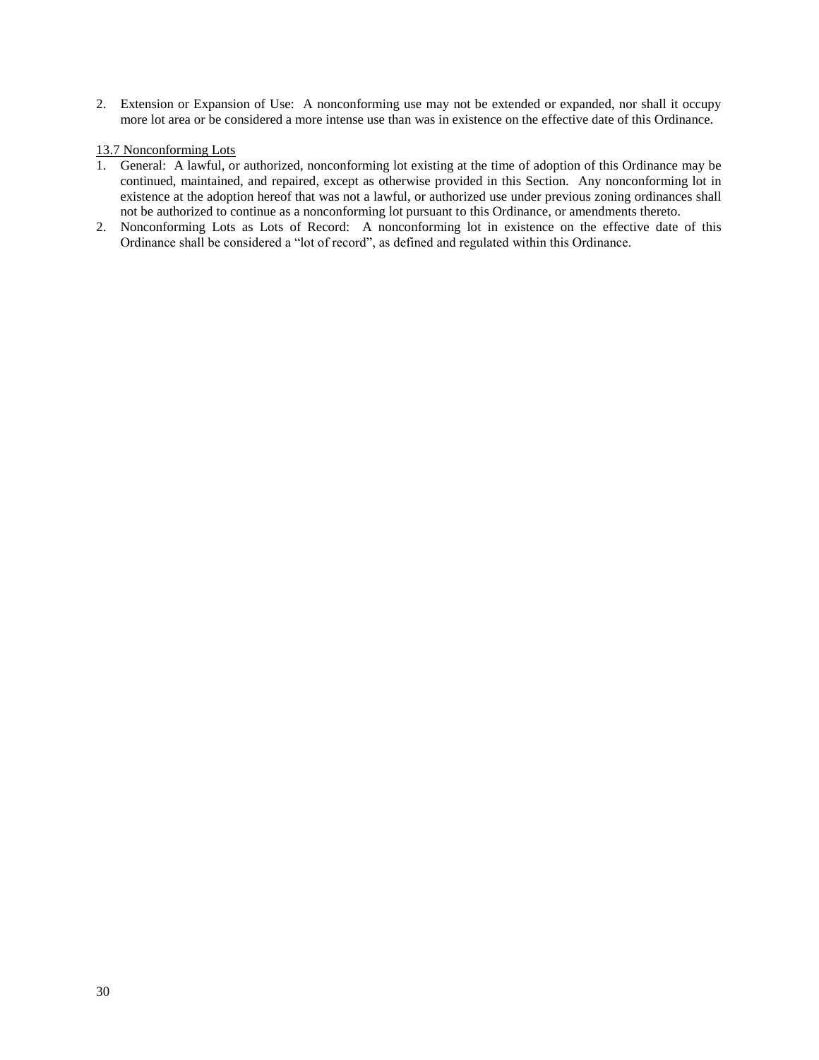2. Extension or Expansion of Use: A nonconforming use may not be extended or expanded, nor shall it occupy more lot area or be considered a more intense use than was in existence on the effective date of this Ordinance.

13.7 Nonconforming Lots

1. General: A lawful, or authorized, nonconforming lot existing at the time of adoption of this Ordinance may be continued, maintained, and repaired, except as otherwise provided in this Section. Any nonconforming lot in existence at the adoption hereof that was not a lawful, or authorized use under previous zoning ordinances shall not be authorized to continue as a nonconforming lot pursuant to this Ordinance, or amendments thereto.
2. Nonconforming Lots as Lots of Record: A nonconforming lot in existence on the effective date of this Ordinance shall be considered a "lot of record", as defined and regulated within this Ordinance.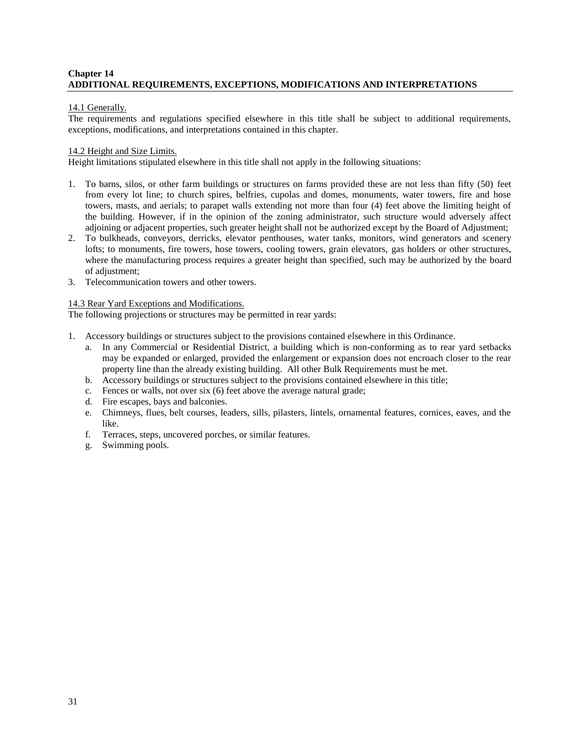## Chapter 14
## ADDITIONAL REQUIREMENTS, EXCEPTIONS, MODIFICATIONS AND INTERPRETATIONS

14.1 Generally.

The requirements and regulations specified elsewhere in this title shall be subject to additional requirements, exceptions, modifications, and interpretations contained in this chapter.

14.2 Height and Size Limits.

Height limitations stipulated elsewhere in this title shall not apply in the following situations:

1. To barns, silos, or other farm buildings or structures on farms provided these are not less than fifty (50) feet from every lot line; to church spires, belfries, cupolas and domes, monuments, water towers, fire and hose towers, masts, and aerials; to parapet walls extending not more than four (4) feet above the limiting height of the building. However, if in the opinion of the zoning administrator, such structure would adversely affect adjoining or adjacent properties, such greater height shall not be authorized except by the Board of Adjustment;
2. To bulkheads, conveyors, derricks, elevator penthouses, water tanks, monitors, wind generators and scenery lofts; to monuments, fire towers, hose towers, cooling towers, grain elevators, gas holders or other structures, where the manufacturing process requires a greater height than specified, such may be authorized by the board of adjustment;
3. Telecommunication towers and other towers.

14.3 Rear Yard Exceptions and Modifications.

The following projections or structures may be permitted in rear yards:

1. Accessory buildings or structures subject to the provisions contained elsewhere in this Ordinance.
   a. In any Commercial or Residential District, a building which is non-conforming as to rear yard setbacks may be expanded or enlarged, provided the enlargement or expansion does not encroach closer to the rear property line than the already existing building. All other Bulk Requirements must be met.
   b. Accessory buildings or structures subject to the provisions contained elsewhere in this title;
   c. Fences or walls, not over six (6) feet above the average natural grade;
   d. Fire escapes, bays and balconies.
   e. Chimneys, flues, belt courses, leaders, sills, pilasters, lintels, ornamental features, cornices, eaves, and the like.
   f. Terraces, steps, uncovered porches, or similar features.
   g. Swimming pools.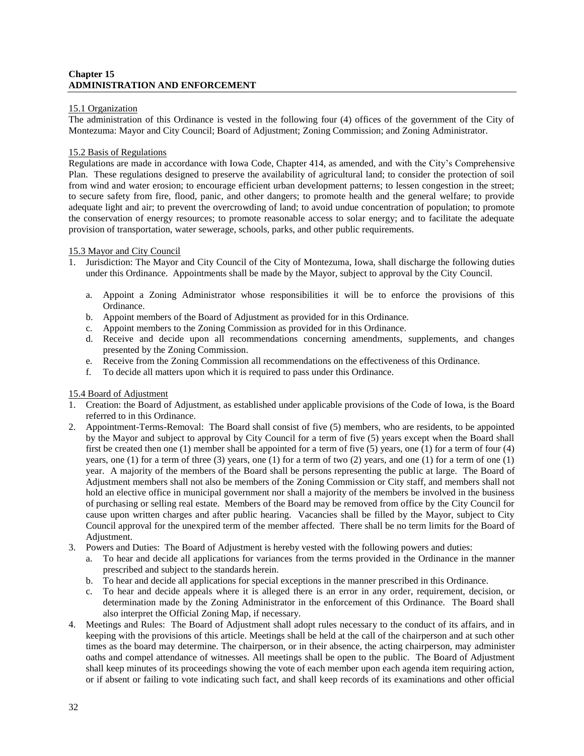**Chapter 15**
**ADMINISTRATION AND ENFORCEMENT**

15.1 Organization

The administration of this Ordinance is vested in the following four (4) offices of the government of the City of Montezuma: Mayor and City Council; Board of Adjustment; Zoning Commission; and Zoning Administrator.

15.2 Basis of Regulations

Regulations are made in accordance with Iowa Code, Chapter 414, as amended, and with the City's Comprehensive Plan. These regulations designed to preserve the availability of agricultural land; to consider the protection of soil from wind and water erosion; to encourage efficient urban development patterns; to lessen congestion in the street; to secure safety from fire, flood, panic, and other dangers; to promote health and the general welfare; to provide adequate light and air; to prevent the overcrowding of land; to avoid undue concentration of population; to promote the conservation of energy resources; to promote reasonable access to solar energy; and to facilitate the adequate provision of transportation, water sewerage, schools, parks, and other public requirements.

15.3 Mayor and City Council

1. Jurisdiction: The Mayor and City Council of the City of Montezuma, Iowa, shall discharge the following duties under this Ordinance. Appointments shall be made by the Mayor, subject to approval by the City Council.

    a. Appoint a Zoning Administrator whose responsibilities it will be to enforce the provisions of this Ordinance.
    b. Appoint members of the Board of Adjustment as provided for in this Ordinance.
    c. Appoint members to the Zoning Commission as provided for in this Ordinance.
    d. Receive and decide upon all recommendations concerning amendments, supplements, and changes presented by the Zoning Commission.
    e. Receive from the Zoning Commission all recommendations on the effectiveness of this Ordinance.
    f. To decide all matters upon which it is required to pass under this Ordinance.

15.4 Board of Adjustment

1. Creation: the Board of Adjustment, as established under applicable provisions of the Code of Iowa, is the Board referred to in this Ordinance.
2. Appointment-Terms-Removal: The Board shall consist of five (5) members, who are residents, to be appointed by the Mayor and subject to approval by City Council for a term of five (5) years except when the Board shall first be created then one (1) member shall be appointed for a term of five (5) years, one (1) for a term of four (4) years, one (1) for a term of three (3) years, one (1) for a term of two (2) years, and one (1) for a term of one (1) year. A majority of the members of the Board shall be persons representing the public at large. The Board of Adjustment members shall not also be members of the Zoning Commission or City staff, and members shall not hold an elective office in municipal government nor shall a majority of the members be involved in the business of purchasing or selling real estate. Members of the Board may be removed from office by the City Council for cause upon written charges and after public hearing. Vacancies shall be filled by the Mayor, subject to City Council approval for the unexpired term of the member affected. There shall be no term limits for the Board of Adjustment.
3. Powers and Duties: The Board of Adjustment is hereby vested with the following powers and duties:
    a. To hear and decide all applications for variances from the terms provided in the Ordinance in the manner prescribed and subject to the standards herein.
    b. To hear and decide all applications for special exceptions in the manner prescribed in this Ordinance.
    c. To hear and decide appeals where it is alleged there is an error in any order, requirement, decision, or determination made by the Zoning Administrator in the enforcement of this Ordinance. The Board shall also interpret the Official Zoning Map, if necessary.
4. Meetings and Rules: The Board of Adjustment shall adopt rules necessary to the conduct of its affairs, and in keeping with the provisions of this article. Meetings shall be held at the call of the chairperson and at such other times as the board may determine. The chairperson, or in their absence, the acting chairperson, may administer oaths and compel attendance of witnesses. All meetings shall be open to the public. The Board of Adjustment shall keep minutes of its proceedings showing the vote of each member upon each agenda item requiring action, or if absent or failing to vote indicating such fact, and shall keep records of its examinations and other official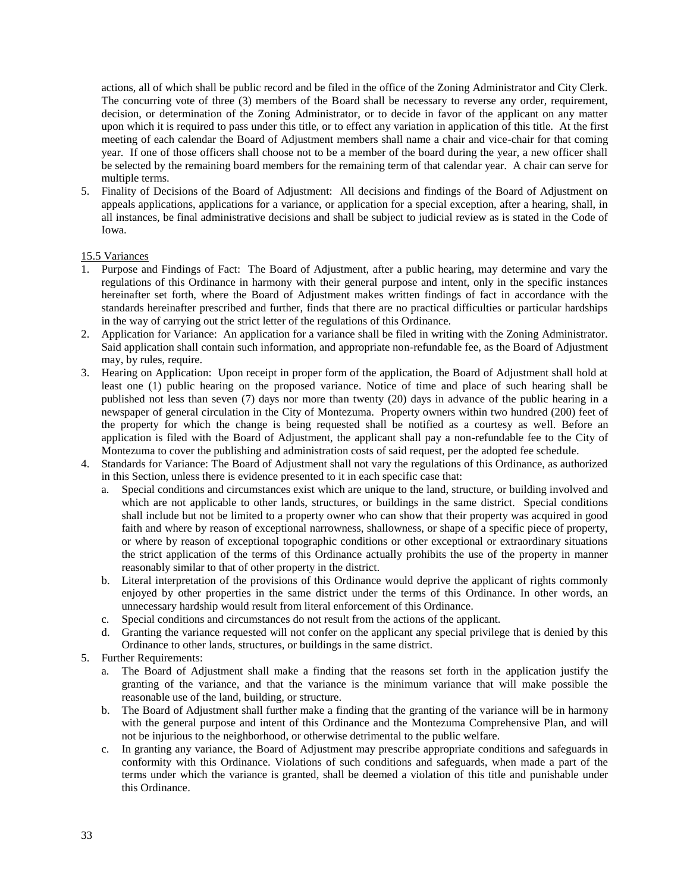actions, all of which shall be public record and be filed in the office of the Zoning Administrator and City Clerk. The concurring vote of three (3) members of the Board shall be necessary to reverse any order, requirement, decision, or determination of the Zoning Administrator, or to decide in favor of the applicant on any matter upon which it is required to pass under this title, or to effect any variation in application of this title. At the first meeting of each calendar the Board of Adjustment members shall name a chair and vice-chair for that coming year. If one of those officers shall choose not to be a member of the board during the year, a new officer shall be selected by the remaining board members for the remaining term of that calendar year. A chair can serve for multiple terms.

5. Finality of Decisions of the Board of Adjustment: All decisions and findings of the Board of Adjustment on appeals applications, applications for a variance, or application for a special exception, after a hearing, shall, in all instances, be final administrative decisions and shall be subject to judicial review as is stated in the Code of Iowa.

15.5 Variances

1. Purpose and Findings of Fact: The Board of Adjustment, after a public hearing, may determine and vary the regulations of this Ordinance in harmony with their general purpose and intent, only in the specific instances hereinafter set forth, where the Board of Adjustment makes written findings of fact in accordance with the standards hereinafter prescribed and further, finds that there are no practical difficulties or particular hardships in the way of carrying out the strict letter of the regulations of this Ordinance.
2. Application for Variance: An application for a variance shall be filed in writing with the Zoning Administrator. Said application shall contain such information, and appropriate non-refundable fee, as the Board of Adjustment may, by rules, require.
3. Hearing on Application: Upon receipt in proper form of the application, the Board of Adjustment shall hold at least one (1) public hearing on the proposed variance. Notice of time and place of such hearing shall be published not less than seven (7) days nor more than twenty (20) days in advance of the public hearing in a newspaper of general circulation in the City of Montezuma. Property owners within two hundred (200) feet of the property for which the change is being requested shall be notified as a courtesy as well. Before an application is filed with the Board of Adjustment, the applicant shall pay a non-refundable fee to the City of Montezuma to cover the publishing and administration costs of said request, per the adopted fee schedule.
4. Standards for Variance: The Board of Adjustment shall not vary the regulations of this Ordinance, as authorized in this Section, unless there is evidence presented to it in each specific case that:
   a. Special conditions and circumstances exist which are unique to the land, structure, or building involved and which are not applicable to other lands, structures, or buildings in the same district. Special conditions shall include but not be limited to a property owner who can show that their property was acquired in good faith and where by reason of exceptional narrowness, shallowness, or shape of a specific piece of property, or where by reason of exceptional topographic conditions or other exceptional or extraordinary situations the strict application of the terms of this Ordinance actually prohibits the use of the property in manner reasonably similar to that of other property in the district.
   b. Literal interpretation of the provisions of this Ordinance would deprive the applicant of rights commonly enjoyed by other properties in the same district under the terms of this Ordinance. In other words, an unnecessary hardship would result from literal enforcement of this Ordinance.
   c. Special conditions and circumstances do not result from the actions of the applicant.
   d. Granting the variance requested will not confer on the applicant any special privilege that is denied by this Ordinance to other lands, structures, or buildings in the same district.
5. Further Requirements:
   a. The Board of Adjustment shall make a finding that the reasons set forth in the application justify the granting of the variance, and that the variance is the minimum variance that will make possible the reasonable use of the land, building, or structure.
   b. The Board of Adjustment shall further make a finding that the granting of the variance will be in harmony with the general purpose and intent of this Ordinance and the Montezuma Comprehensive Plan, and will not be injurious to the neighborhood, or otherwise detrimental to the public welfare.
   c. In granting any variance, the Board of Adjustment may prescribe appropriate conditions and safeguards in conformity with this Ordinance. Violations of such conditions and safeguards, when made a part of the terms under which the variance is granted, shall be deemed a violation of this title and punishable under this Ordinance.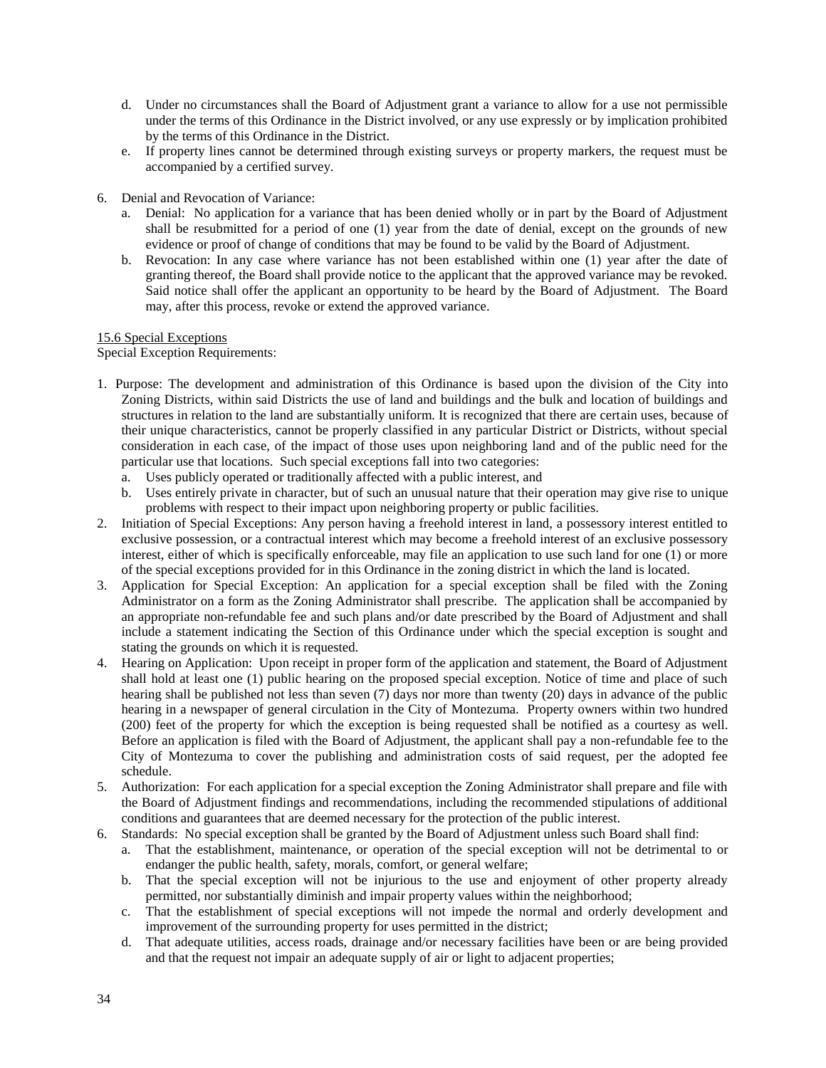d. Under no circumstances shall the Board of Adjustment grant a variance to allow for a use not permissible under the terms of this Ordinance in the District involved, or any use expressly or by implication prohibited by the terms of this Ordinance in the District.

e. If property lines cannot be determined through existing surveys or property markers, the request must be accompanied by a certified survey.

6. Denial and Revocation of Variance:
   a. Denial: No application for a variance that has been denied wholly or in part by the Board of Adjustment shall be resubmitted for a period of one (1) year from the date of denial, except on the grounds of new evidence or proof of change of conditions that may be found to be valid by the Board of Adjustment.
   b. Revocation: In any case where variance has not been established within one (1) year after the date of granting thereof, the Board shall provide notice to the applicant that the approved variance may be revoked. Said notice shall offer the applicant an opportunity to be heard by the Board of Adjustment. The Board may, after this process, revoke or extend the approved variance.

<u>15.6 Special Exceptions</u>

Special Exception Requirements:

1. Purpose: The development and administration of this Ordinance is based upon the division of the City into Zoning Districts, within said Districts the use of land and buildings and the bulk and location of buildings and structures in relation to the land are substantially uniform. It is recognized that there are certain uses, because of their unique characteristics, cannot be properly classified in any particular District or Districts, without special consideration in each case, of the impact of those uses upon neighboring land and of the public need for the particular use that locations. Such special exceptions fall into two categories:
   a. Uses publicly operated or traditionally affected with a public interest, and
   b. Uses entirely private in character, but of such an unusual nature that their operation may give rise to unique problems with respect to their impact upon neighboring property or public facilities.
2. Initiation of Special Exceptions: Any person having a freehold interest in land, a possessory interest entitled to exclusive possession, or a contractual interest which may become a freehold interest of an exclusive possessory interest, either of which is specifically enforceable, may file an application to use such land for one (1) or more of the special exceptions provided for in this Ordinance in the zoning district in which the land is located.
3. Application for Special Exception: An application for a special exception shall be filed with the Zoning Administrator on a form as the Zoning Administrator shall prescribe. The application shall be accompanied by an appropriate non-refundable fee and such plans and/or date prescribed by the Board of Adjustment and shall include a statement indicating the Section of this Ordinance under which the special exception is sought and stating the grounds on which it is requested.
4. Hearing on Application: Upon receipt in proper form of the application and statement, the Board of Adjustment shall hold at least one (1) public hearing on the proposed special exception. Notice of time and place of such hearing shall be published not less than seven (7) days nor more than twenty (20) days in advance of the public hearing in a newspaper of general circulation in the City of Montezuma. Property owners within two hundred (200) feet of the property for which the exception is being requested shall be notified as a courtesy as well. Before an application is filed with the Board of Adjustment, the applicant shall pay a non-refundable fee to the City of Montezuma to cover the publishing and administration costs of said request, per the adopted fee schedule.
5. Authorization: For each application for a special exception the Zoning Administrator shall prepare and file with the Board of Adjustment findings and recommendations, including the recommended stipulations of additional conditions and guarantees that are deemed necessary for the protection of the public interest.
6. Standards: No special exception shall be granted by the Board of Adjustment unless such Board shall find:
   a. That the establishment, maintenance, or operation of the special exception will not be detrimental to or endanger the public health, safety, morals, comfort, or general welfare;
   b. That the special exception will not be injurious to the use and enjoyment of other property already permitted, nor substantially diminish and impair property values within the neighborhood;
   c. That the establishment of special exceptions will not impede the normal and orderly development and improvement of the surrounding property for uses permitted in the district;
   d. That adequate utilities, access roads, drainage and/or necessary facilities have been or are being provided and that the request not impair an adequate supply of air or light to adjacent properties;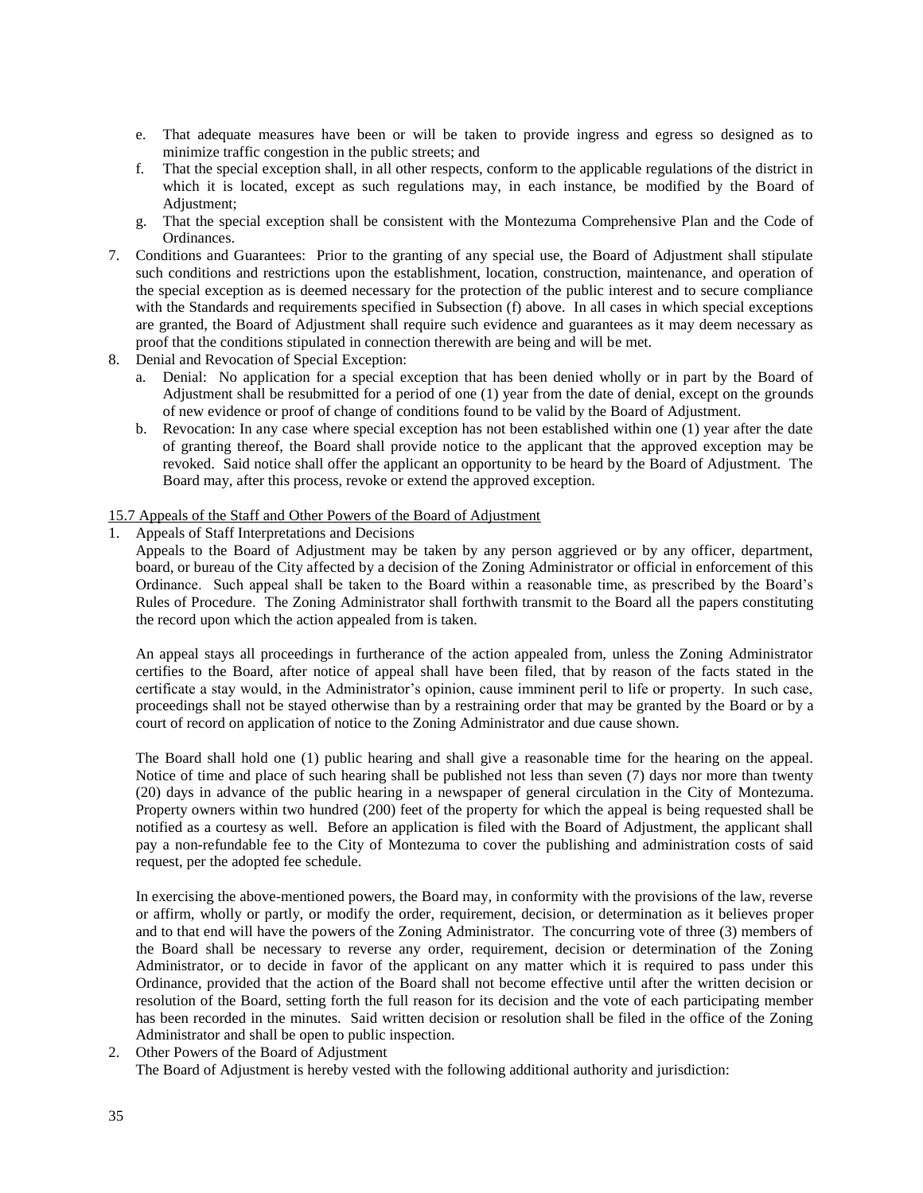e. That adequate measures have been or will be taken to provide ingress and egress so designed as to minimize traffic congestion in the public streets; and
   f. That the special exception shall, in all other respects, conform to the applicable regulations of the district in which it is located, except as such regulations may, in each instance, be modified by the Board of Adjustment;
   g. That the special exception shall be consistent with the Montezuma Comprehensive Plan and the Code of Ordinances.

7. Conditions and Guarantees: Prior to the granting of any special use, the Board of Adjustment shall stipulate such conditions and restrictions upon the establishment, location, construction, maintenance, and operation of the special exception as is deemed necessary for the protection of the public interest and to secure compliance with the Standards and requirements specified in Subsection (f) above. In all cases in which special exceptions are granted, the Board of Adjustment shall require such evidence and guarantees as it may deem necessary as proof that the conditions stipulated in connection therewith are being and will be met.
8. Denial and Revocation of Special Exception:
   a. Denial: No application for a special exception that has been denied wholly or in part by the Board of Adjustment shall be resubmitted for a period of one (1) year from the date of denial, except on the grounds of new evidence or proof of change of conditions found to be valid by the Board of Adjustment.
   b. Revocation: In any case where special exception has not been established within one (1) year after the date of granting thereof, the Board shall provide notice to the applicant that the approved exception may be revoked. Said notice shall offer the applicant an opportunity to be heard by the Board of Adjustment. The Board may, after this process, revoke or extend the approved exception.

<u>15.7 Appeals of the Staff and Other Powers of the Board of Adjustment</u>

1. Appeals of Staff Interpretations and Decisions

   Appeals to the Board of Adjustment may be taken by any person aggrieved or by any officer, department, board, or bureau of the City affected by a decision of the Zoning Administrator or official in enforcement of this Ordinance. Such appeal shall be taken to the Board within a reasonable time, as prescribed by the Board's Rules of Procedure. The Zoning Administrator shall forthwith transmit to the Board all the papers constituting the record upon which the action appealed from is taken.

   An appeal stays all proceedings in furtherance of the action appealed from, unless the Zoning Administrator certifies to the Board, after notice of appeal shall have been filed, that by reason of the facts stated in the certificate a stay would, in the Administrator's opinion, cause imminent peril to life or property. In such case, proceedings shall not be stayed otherwise than by a restraining order that may be granted by the Board or by a court of record on application of notice to the Zoning Administrator and due cause shown.

   The Board shall hold one (1) public hearing and shall give a reasonable time for the hearing on the appeal. Notice of time and place of such hearing shall be published not less than seven (7) days nor more than twenty (20) days in advance of the public hearing in a newspaper of general circulation in the City of Montezuma. Property owners within two hundred (200) feet of the property for which the appeal is being requested shall be notified as a courtesy as well. Before an application is filed with the Board of Adjustment, the applicant shall pay a non-refundable fee to the City of Montezuma to cover the publishing and administration costs of said request, per the adopted fee schedule.

   In exercising the above-mentioned powers, the Board may, in conformity with the provisions of the law, reverse or affirm, wholly or partly, or modify the order, requirement, decision, or determination as it believes proper and to that end will have the powers of the Zoning Administrator. The concurring vote of three (3) members of the Board shall be necessary to reverse any order, requirement, decision or determination of the Zoning Administrator, or to decide in favor of the applicant on any matter which it is required to pass under this Ordinance, provided that the action of the Board shall not become effective until after the written decision or resolution of the Board, setting forth the full reason for its decision and the vote of each participating member has been recorded in the minutes. Said written decision or resolution shall be filed in the office of the Zoning Administrator and shall be open to public inspection.

2. Other Powers of the Board of Adjustment

   The Board of Adjustment is hereby vested with the following additional authority and jurisdiction: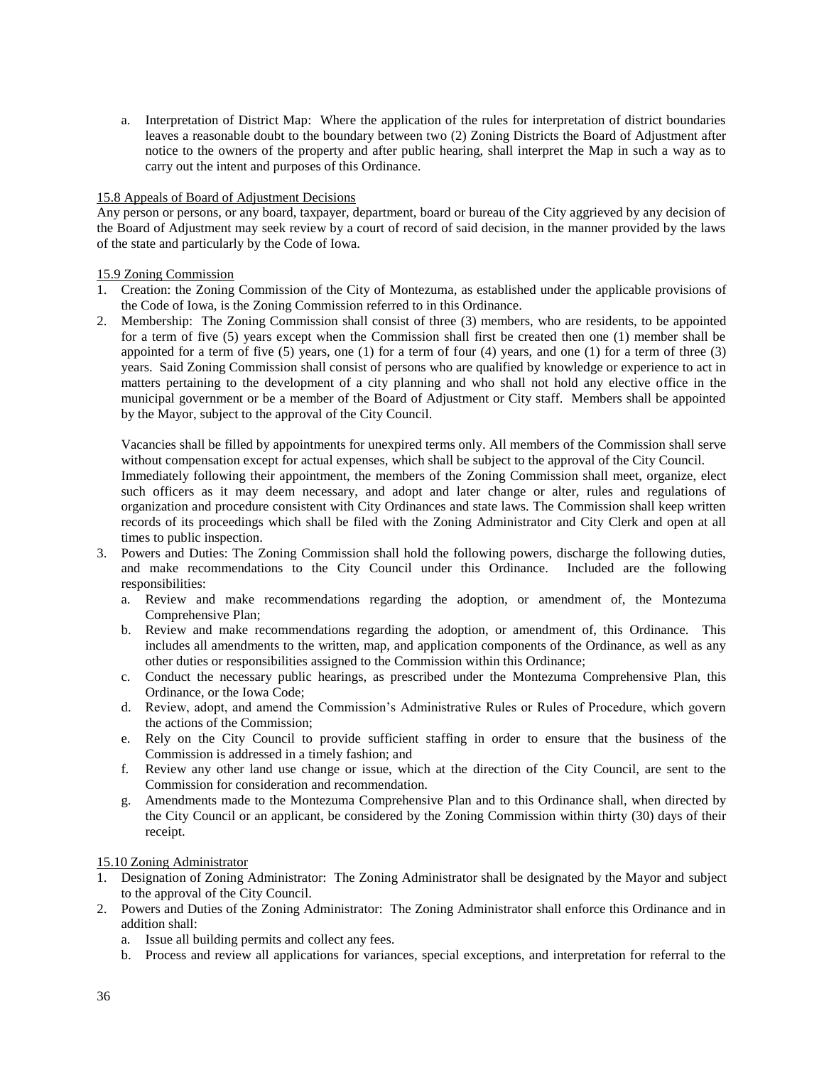a. Interpretation of District Map: Where the application of the rules for interpretation of district boundaries leaves a reasonable doubt to the boundary between two (2) Zoning Districts the Board of Adjustment after notice to the owners of the property and after public hearing, shall interpret the Map in such a way as to carry out the intent and purposes of this Ordinance.

15.8 Appeals of Board of Adjustment Decisions

Any person or persons, or any board, taxpayer, department, board or bureau of the City aggrieved by any decision of the Board of Adjustment may seek review by a court of record of said decision, in the manner provided by the laws of the state and particularly by the Code of Iowa.

15.9 Zoning Commission

1. Creation: the Zoning Commission of the City of Montezuma, as established under the applicable provisions of the Code of Iowa, is the Zoning Commission referred to in this Ordinance.
2. Membership: The Zoning Commission shall consist of three (3) members, who are residents, to be appointed for a term of five (5) years except when the Commission shall first be created then one (1) member shall be appointed for a term of five (5) years, one (1) for a term of four (4) years, and one (1) for a term of three (3) years. Said Zoning Commission shall consist of persons who are qualified by knowledge or experience to act in matters pertaining to the development of a city planning and who shall not hold any elective office in the municipal government or be a member of the Board of Adjustment or City staff. Members shall be appointed by the Mayor, subject to the approval of the City Council.

   Vacancies shall be filled by appointments for unexpired terms only. All members of the Commission shall serve without compensation except for actual expenses, which shall be subject to the approval of the City Council. Immediately following their appointment, the members of the Zoning Commission shall meet, organize, elect such officers as it may deem necessary, and adopt and later change or alter, rules and regulations of organization and procedure consistent with City Ordinances and state laws. The Commission shall keep written records of its proceedings which shall be filed with the Zoning Administrator and City Clerk and open at all times to public inspection.
3. Powers and Duties: The Zoning Commission shall hold the following powers, discharge the following duties, and make recommendations to the City Council under this Ordinance. Included are the following responsibilities:
   a. Review and make recommendations regarding the adoption, or amendment of, the Montezuma Comprehensive Plan;
   b. Review and make recommendations regarding the adoption, or amendment of, this Ordinance. This includes all amendments to the written, map, and application components of the Ordinance, as well as any other duties or responsibilities assigned to the Commission within this Ordinance;
   c. Conduct the necessary public hearings, as prescribed under the Montezuma Comprehensive Plan, this Ordinance, or the Iowa Code;
   d. Review, adopt, and amend the Commission's Administrative Rules or Rules of Procedure, which govern the actions of the Commission;
   e. Rely on the City Council to provide sufficient staffing in order to ensure that the business of the Commission is addressed in a timely fashion; and
   f. Review any other land use change or issue, which at the direction of the City Council, are sent to the Commission for consideration and recommendation.
   g. Amendments made to the Montezuma Comprehensive Plan and to this Ordinance shall, when directed by the City Council or an applicant, be considered by the Zoning Commission within thirty (30) days of their receipt.

15.10 Zoning Administrator

1. Designation of Zoning Administrator: The Zoning Administrator shall be designated by the Mayor and subject to the approval of the City Council.
2. Powers and Duties of the Zoning Administrator: The Zoning Administrator shall enforce this Ordinance and in addition shall:
   a. Issue all building permits and collect any fees.
   b. Process and review all applications for variances, special exceptions, and interpretation for referral to the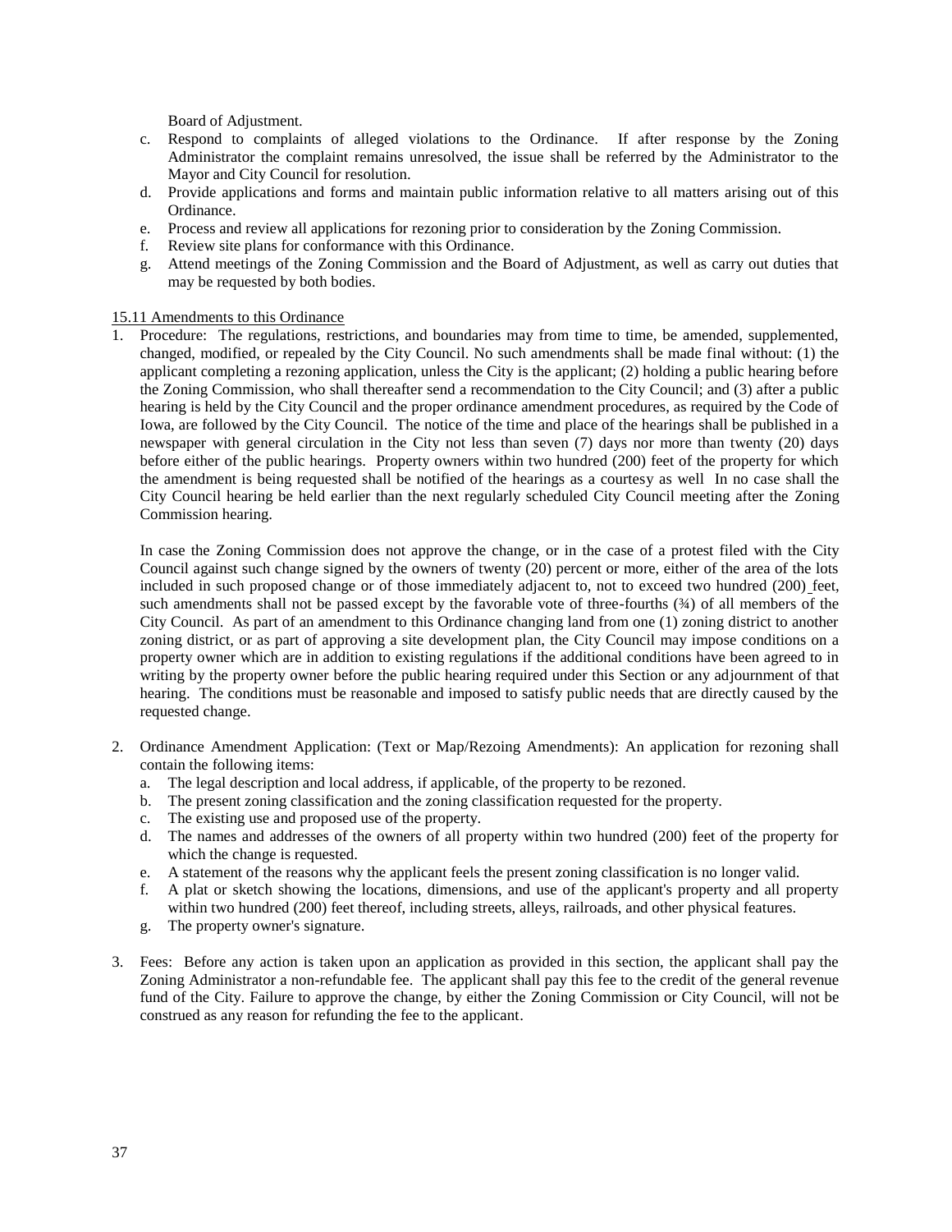Board of Adjustment.

c. Respond to complaints of alleged violations to the Ordinance. If after response by the Zoning Administrator the complaint remains unresolved, the issue shall be referred by the Administrator to the Mayor and City Council for resolution.
d. Provide applications and forms and maintain public information relative to all matters arising out of this Ordinance.
e. Process and review all applications for rezoning prior to consideration by the Zoning Commission.
f. Review site plans for conformance with this Ordinance.
g. Attend meetings of the Zoning Commission and the Board of Adjustment, as well as carry out duties that may be requested by both bodies.

15.11 Amendments to this Ordinance

1. Procedure: The regulations, restrictions, and boundaries may from time to time, be amended, supplemented, changed, modified, or repealed by the City Council. No such amendments shall be made final without: (1) the applicant completing a rezoning application, unless the City is the applicant; (2) holding a public hearing before the Zoning Commission, who shall thereafter send a recommendation to the City Council; and (3) after a public hearing is held by the City Council and the proper ordinance amendment procedures, as required by the Code of Iowa, are followed by the City Council. The notice of the time and place of the hearings shall be published in a newspaper with general circulation in the City not less than seven (7) days nor more than twenty (20) days before either of the public hearings. Property owners within two hundred (200) feet of the property for which the amendment is being requested shall be notified of the hearings as a courtesy as well In no case shall the City Council hearing be held earlier than the next regularly scheduled City Council meeting after the Zoning Commission hearing.

   In case the Zoning Commission does not approve the change, or in the case of a protest filed with the City Council against such change signed by the owners of twenty (20) percent or more, either of the area of the lots included in such proposed change or of those immediately adjacent to, not to exceed two hundred (200) feet, such amendments shall not be passed except by the favorable vote of three-fourths (¾) of all members of the City Council. As part of an amendment to this Ordinance changing land from one (1) zoning district to another zoning district, or as part of approving a site development plan, the City Council may impose conditions on a property owner which are in addition to existing regulations if the additional conditions have been agreed to in writing by the property owner before the public hearing required under this Section or any adjournment of that hearing. The conditions must be reasonable and imposed to satisfy public needs that are directly caused by the requested change.

2. Ordinance Amendment Application: (Text or Map/Rezoning Amendments): An application for rezoning shall contain the following items:
   a. The legal description and local address, if applicable, of the property to be rezoned.
   b. The present zoning classification and the zoning classification requested for the property.
   c. The existing use and proposed use of the property.
   d. The names and addresses of the owners of all property within two hundred (200) feet of the property for which the change is requested.
   e. A statement of the reasons why the applicant feels the present zoning classification is no longer valid.
   f. A plat or sketch showing the locations, dimensions, and use of the applicant's property and all property within two hundred (200) feet thereof, including streets, alleys, railroads, and other physical features.
   g. The property owner's signature.

3. Fees: Before any action is taken upon an application as provided in this section, the applicant shall pay the Zoning Administrator a non-refundable fee. The applicant shall pay this fee to the credit of the general revenue fund of the City. Failure to approve the change, by either the Zoning Commission or City Council, will not be construed as any reason for refunding the fee to the applicant.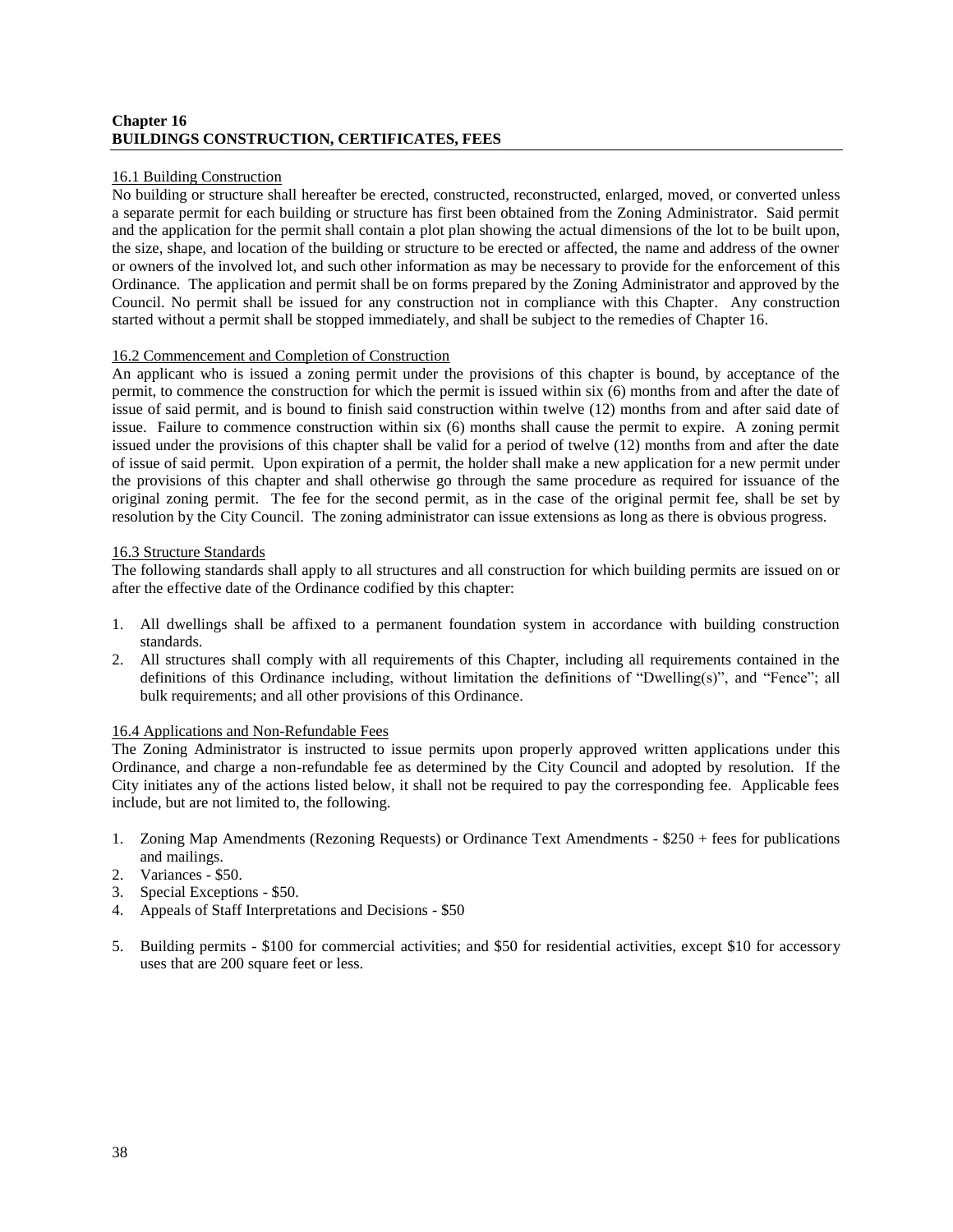# Chapter 16
# BUILDINGS CONSTRUCTION, CERTIFICATES, FEES

## 16.1 Building Construction

No building or structure shall hereafter be erected, constructed, reconstructed, enlarged, moved, or converted unless a separate permit for each building or structure has first been obtained from the Zoning Administrator. Said permit and the application for the permit shall contain a plot plan showing the actual dimensions of the lot to be built upon, the size, shape, and location of the building or structure to be erected or affected, the name and address of the owner or owners of the involved lot, and such other information as may be necessary to provide for the enforcement of this Ordinance. The application and permit shall be on forms prepared by the Zoning Administrator and approved by the Council. No permit shall be issued for any construction not in compliance with this Chapter. Any construction started without a permit shall be stopped immediately, and shall be subject to the remedies of Chapter 16.

## 16.2 Commencement and Completion of Construction

An applicant who is issued a zoning permit under the provisions of this chapter is bound, by acceptance of the permit, to commence the construction for which the permit is issued within six (6) months from and after the date of issue of said permit, and is bound to finish said construction within twelve (12) months from and after said date of issue. Failure to commence construction within six (6) months shall cause the permit to expire. A zoning permit issued under the provisions of this chapter shall be valid for a period of twelve (12) months from and after the date of issue of said permit. Upon expiration of a permit, the holder shall make a new application for a new permit under the provisions of this chapter and shall otherwise go through the same procedure as required for issuance of the original zoning permit. The fee for the second permit, as in the case of the original permit fee, shall be set by resolution by the City Council. The zoning administrator can issue extensions as long as there is obvious progress.

## 16.3 Structure Standards

The following standards shall apply to all structures and all construction for which building permits are issued on or after the effective date of the Ordinance codified by this chapter:

1. All dwellings shall be affixed to a permanent foundation system in accordance with building construction standards.
2. All structures shall comply with all requirements of this Chapter, including all requirements contained in the definitions of this Ordinance including, without limitation the definitions of "Dwelling(s)", and "Fence"; all bulk requirements; and all other provisions of this Ordinance.

## 16.4 Applications and Non-Refundable Fees

The Zoning Administrator is instructed to issue permits upon properly approved written applications under this Ordinance, and charge a non-refundable fee as determined by the City Council and adopted by resolution. If the City initiates any of the actions listed below, it shall not be required to pay the corresponding fee. Applicable fees include, but are not limited to, the following.

1. Zoning Map Amendments (Rezoning Requests) or Ordinance Text Amendments - $250 + fees for publications and mailings.
2. Variances - $50.
3. Special Exceptions - $50.
4. Appeals of Staff Interpretations and Decisions - $50
5. Building permits - $100 for commercial activities; and $50 for residential activities, except $10 for accessory uses that are 200 square feet or less.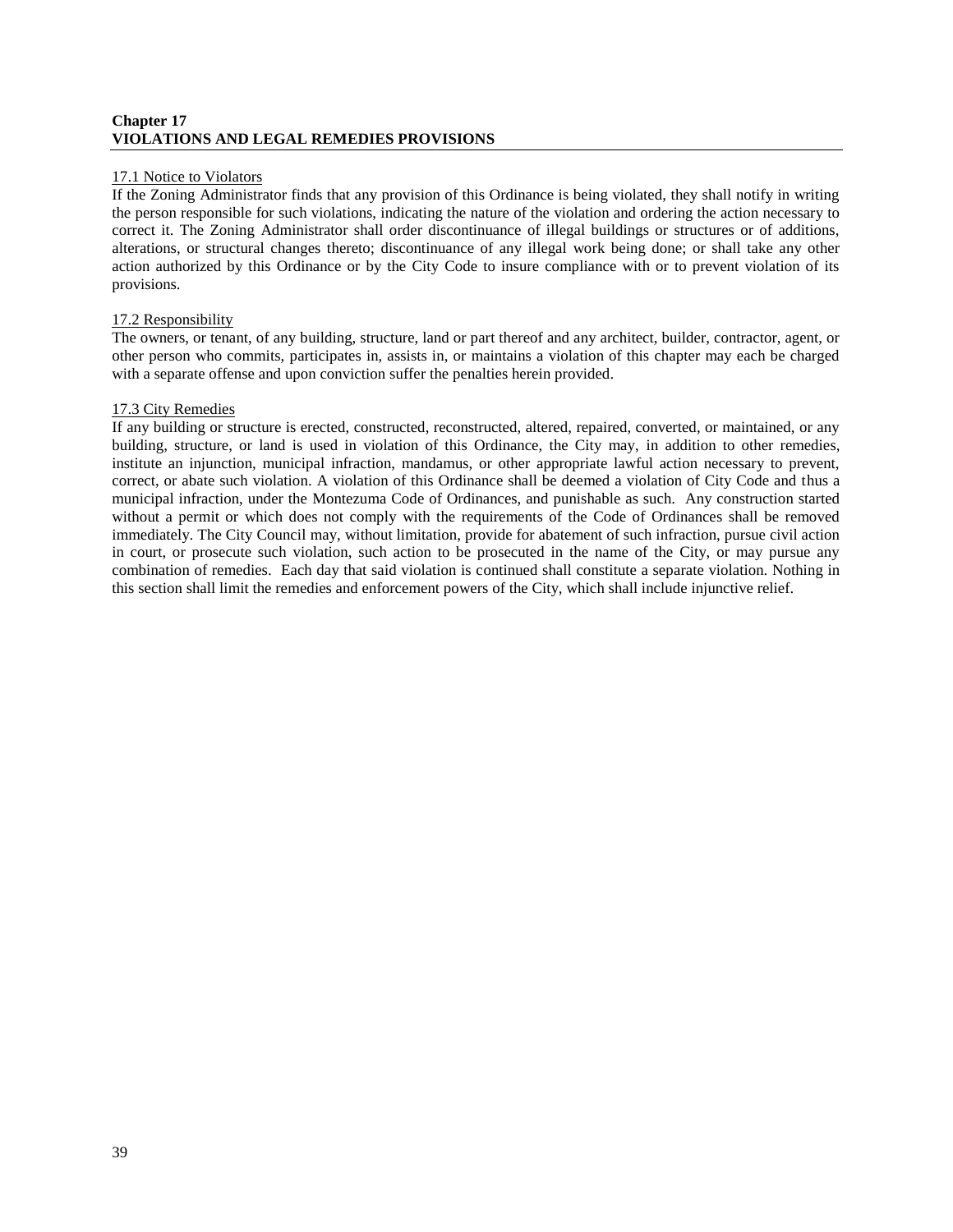## Chapter 17
## VIOLATIONS AND LEGAL REMEDIES PROVISIONS

### 17.1 Notice to Violators

If the Zoning Administrator finds that any provision of this Ordinance is being violated, they shall notify in writing the person responsible for such violations, indicating the nature of the violation and ordering the action necessary to correct it. The Zoning Administrator shall order discontinuance of illegal buildings or structures or of additions, alterations, or structural changes thereto; discontinuance of any illegal work being done; or shall take any other action authorized by this Ordinance or by the City Code to insure compliance with or to prevent violation of its provisions.

### 17.2 Responsibility

The owners, or tenant, of any building, structure, land or part thereof and any architect, builder, contractor, agent, or other person who commits, participates in, assists in, or maintains a violation of this chapter may each be charged with a separate offense and upon conviction suffer the penalties herein provided.

### 17.3 City Remedies

If any building or structure is erected, constructed, reconstructed, altered, repaired, converted, or maintained, or any building, structure, or land is used in violation of this Ordinance, the City may, in addition to other remedies, institute an injunction, municipal infraction, mandamus, or other appropriate lawful action necessary to prevent, correct, or abate such violation. A violation of this Ordinance shall be deemed a violation of City Code and thus a municipal infraction, under the Montezuma Code of Ordinances, and punishable as such. Any construction started without a permit or which does not comply with the requirements of the Code of Ordinances shall be removed immediately. The City Council may, without limitation, provide for abatement of such infraction, pursue civil action in court, or prosecute such violation, such action to be prosecuted in the name of the City, or may pursue any combination of remedies. Each day that said violation is continued shall constitute a separate violation. Nothing in this section shall limit the remedies and enforcement powers of the City, which shall include injunctive relief.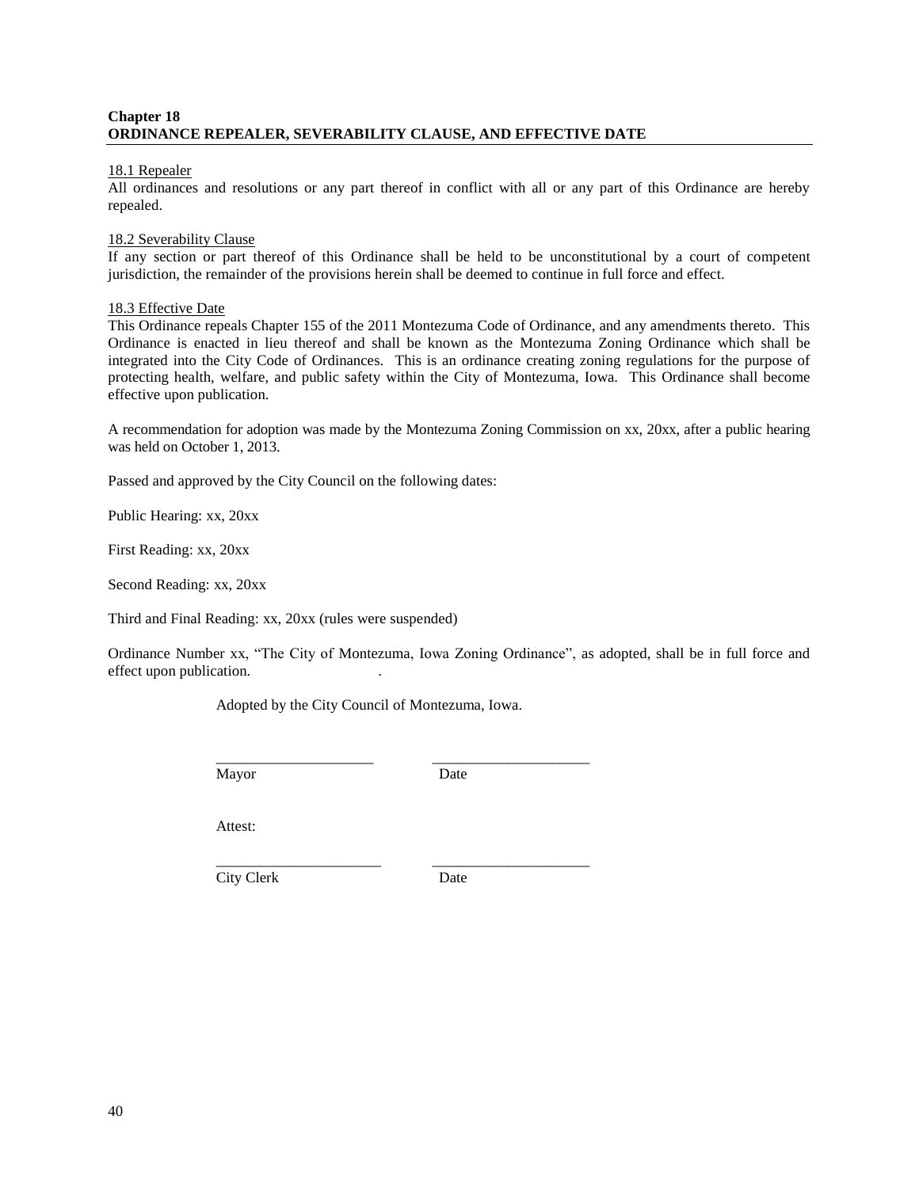**Chapter 18**
**ORDINANCE REPEALER, SEVERABILITY CLAUSE, AND EFFECTIVE DATE**

18.1 Repealer
All ordinances and resolutions or any part thereof in conflict with all or any part of this Ordinance are hereby repealed.

18.2 Severability Clause
If any section or part thereof of this Ordinance shall be held to be unconstitutional by a court of competent jurisdiction, the remainder of the provisions herein shall be deemed to continue in full force and effect.

18.3 Effective Date
This Ordinance repeals Chapter 155 of the 2011 Montezuma Code of Ordinance, and any amendments thereto. This Ordinance is enacted in lieu thereof and shall be known as the Montezuma Zoning Ordinance which shall be integrated into the City Code of Ordinances. This is an ordinance creating zoning regulations for the purpose of protecting health, welfare, and public safety within the City of Montezuma, Iowa. This Ordinance shall become effective upon publication.

A recommendation for adoption was made by the Montezuma Zoning Commission on xx, 20xx, after a public hearing was held on October 1, 2013.

Passed and approved by the City Council on the following dates:

Public Hearing: xx, 20xx

First Reading: xx, 20xx

Second Reading: xx, 20xx

Third and Final Reading: xx, 20xx (rules were suspended)

Ordinance Number xx, "The City of Montezuma, Iowa Zoning Ordinance", as adopted, shall be in full force and effect upon publication.

Adopted by the City Council of Montezuma, Iowa.

_____________________ _____________________
Mayor Date

Attest:

______________________ _____________________
City Clerk Date